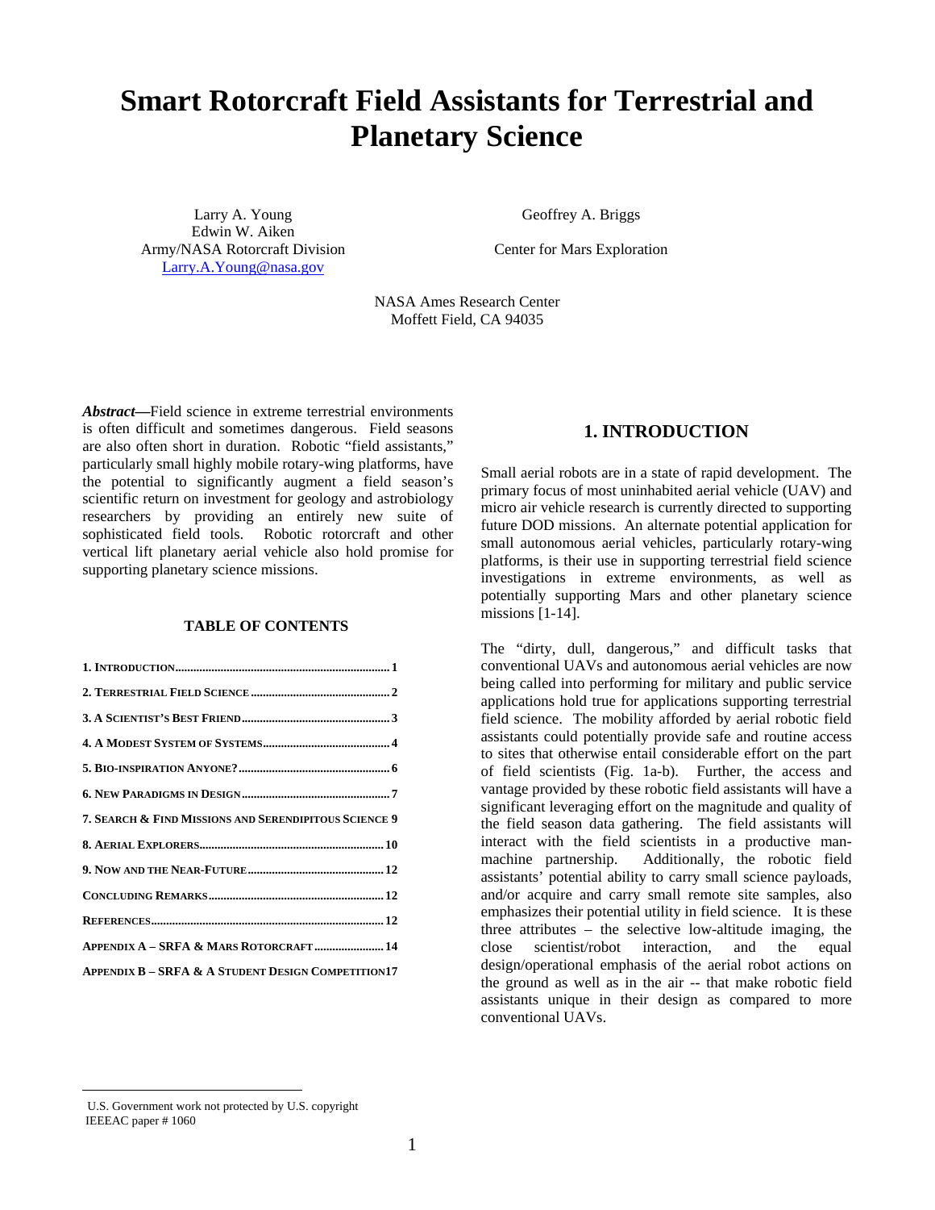# Smart Rotorcraft Field Assistants for Terrestrial and Planetary Science

Larry A. Young
Edwin W. Aiken
Army/NASA Rotorcraft Division
Larry.A.Young@nasa.gov

Geoffrey A. Briggs

Center for Mars Exploration

NASA Ames Research Center
Moffett Field, CA 94035

***Abstract*—**Field science in extreme terrestrial environments is often difficult and sometimes dangerous. Field seasons are also often short in duration. Robotic "field assistants," particularly small highly mobile rotary-wing platforms, have the potential to significantly augment a field season's scientific return on investment for geology and astrobiology researchers by providing an entirely new suite of sophisticated field tools. Robotic rotorcraft and other vertical lift planetary aerial vehicle also hold promise for supporting planetary science missions.

**TABLE OF CONTENTS**

| | |
|---|---|
| 1. INTRODUCTION | 1 |
| 2. TERRESTRIAL FIELD SCIENCE | 2 |
| 3. A SCIENTIST'S BEST FRIEND | 3 |
| 4. A MODEST SYSTEM OF SYSTEMS | 4 |
| 5. BIO-INSPIRATION ANYONE? | 6 |
| 6. NEW PARADIGMS IN DESIGN | 7 |
| 7. SEARCH & FIND MISSIONS AND SERENDIPITOUS SCIENCE | 9 |
| 8. AERIAL EXPLORERS | 10 |
| 9. NOW AND THE NEAR-FUTURE | 12 |
| CONCLUDING REMARKS | 12 |
| REFERENCES | 12 |
| APPENDIX A – SRFA & MARS ROTORCRAFT | 14 |
| APPENDIX B – SRFA & A STUDENT DESIGN COMPETITION | 17 |

## 1. INTRODUCTION

Small aerial robots are in a state of rapid development. The primary focus of most uninhabited aerial vehicle (UAV) and micro air vehicle research is currently directed to supporting future DOD missions. An alternate potential application for small autonomous aerial vehicles, particularly rotary-wing platforms, is their use in supporting terrestrial field science investigations in extreme environments, as well as potentially supporting Mars and other planetary science missions [1-14].

The "dirty, dull, dangerous," and difficult tasks that conventional UAVs and autonomous aerial vehicles are now being called into performing for military and public service applications hold true for applications supporting terrestrial field science. The mobility afforded by aerial robotic field assistants could potentially provide safe and routine access to sites that otherwise entail considerable effort on the part of field scientists (Fig. 1a-b). Further, the access and vantage provided by these robotic field assistants will have a significant leveraging effort on the magnitude and quality of the field season data gathering. The field assistants will interact with the field scientists in a productive man-machine partnership. Additionally, the robotic field assistants' potential ability to carry small science payloads, and/or acquire and carry small remote site samples, also emphasizes their potential utility in field science. It is these three attributes – the selective low-altitude imaging, the close scientist/robot interaction, and the equal design/operational emphasis of the aerial robot actions on the ground as well as in the air -- that make robotic field assistants unique in their design as compared to more conventional UAVs.

U.S. Government work not protected by U.S. copyright
IEEEAC paper # 1060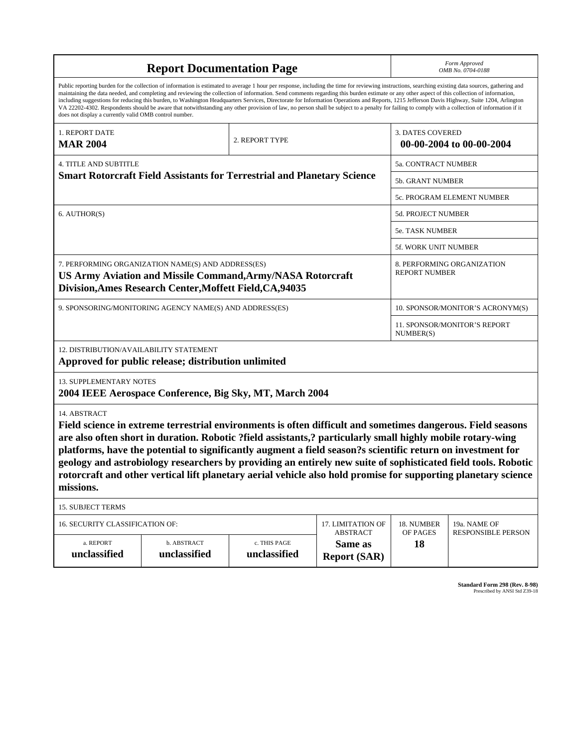# Report Documentation Page

*Form Approved*
*OMB No. 0704-0188*

Public reporting burden for the collection of information is estimated to average 1 hour per response, including the time for reviewing instructions, searching existing data sources, gathering and maintaining the data needed, and completing and reviewing the collection of information. Send comments regarding this burden estimate or any other aspect of this collection of information, including suggestions for reducing this burden, to Washington Headquarters Services, Directorate for Information Operations and Reports, 1215 Jefferson Davis Highway, Suite 1204, Arlington VA 22202-4302. Respondents should be aware that notwithstanding any other provision of law, no person shall be subject to a penalty for failing to comply with a collection of information if it does not display a currently valid OMB control number.

| 1. REPORT DATE | 2. REPORT TYPE | 3. DATES COVERED |
|---|---|---|
| **MAR 2004** | | **00-00-2004 to 00-00-2004** |

| 4. TITLE AND SUBTITLE | |
|---|---|
| **Smart Rotorcraft Field Assistants for Terrestrial and Planetary Science** | 5a. CONTRACT NUMBER |
| | 5b. GRANT NUMBER |
| | 5c. PROGRAM ELEMENT NUMBER |
| 6. AUTHOR(S) | 5d. PROJECT NUMBER |
| | 5e. TASK NUMBER |
| | 5f. WORK UNIT NUMBER |
| 7. PERFORMING ORGANIZATION NAME(S) AND ADDRESS(ES) **US Army Aviation and Missile Command,Army/NASA Rotorcraft Division,Ames Research Center,Moffett Field,CA,94035** | 8. PERFORMING ORGANIZATION REPORT NUMBER |
| 9. SPONSORING/MONITORING AGENCY NAME(S) AND ADDRESS(ES) | 10. SPONSOR/MONITOR'S ACRONYM(S) |
| | 11. SPONSOR/MONITOR'S REPORT NUMBER(S) |

12. DISTRIBUTION/AVAILABILITY STATEMENT
**Approved for public release; distribution unlimited**

13. SUPPLEMENTARY NOTES
**2004 IEEE Aerospace Conference, Big Sky, MT, March 2004**

14. ABSTRACT
**Field science in extreme terrestrial environments is often difficult and sometimes dangerous. Field seasons are also often short in duration. Robotic ?field assistants,? particularly small highly mobile rotary-wing platforms, have the potential to significantly augment a field season?s scientific return on investment for geology and astrobiology researchers by providing an entirely new suite of sophisticated field tools. Robotic rotorcraft and other vertical lift planetary aerial vehicle also hold promise for supporting planetary science missions.**

15. SUBJECT TERMS

| 16. SECURITY CLASSIFICATION OF: | | | 17. LIMITATION OF ABSTRACT | 18. NUMBER OF PAGES | 19a. NAME OF RESPONSIBLE PERSON |
|---|---|---|---|---|---|
| a. REPORT | b. ABSTRACT | c. THIS PAGE | | | |
| **unclassified** | **unclassified** | **unclassified** | **Same as Report (SAR)** | **18** | |

**Standard Form 298 (Rev. 8-98)**
Prescribed by ANSI Std Z39-18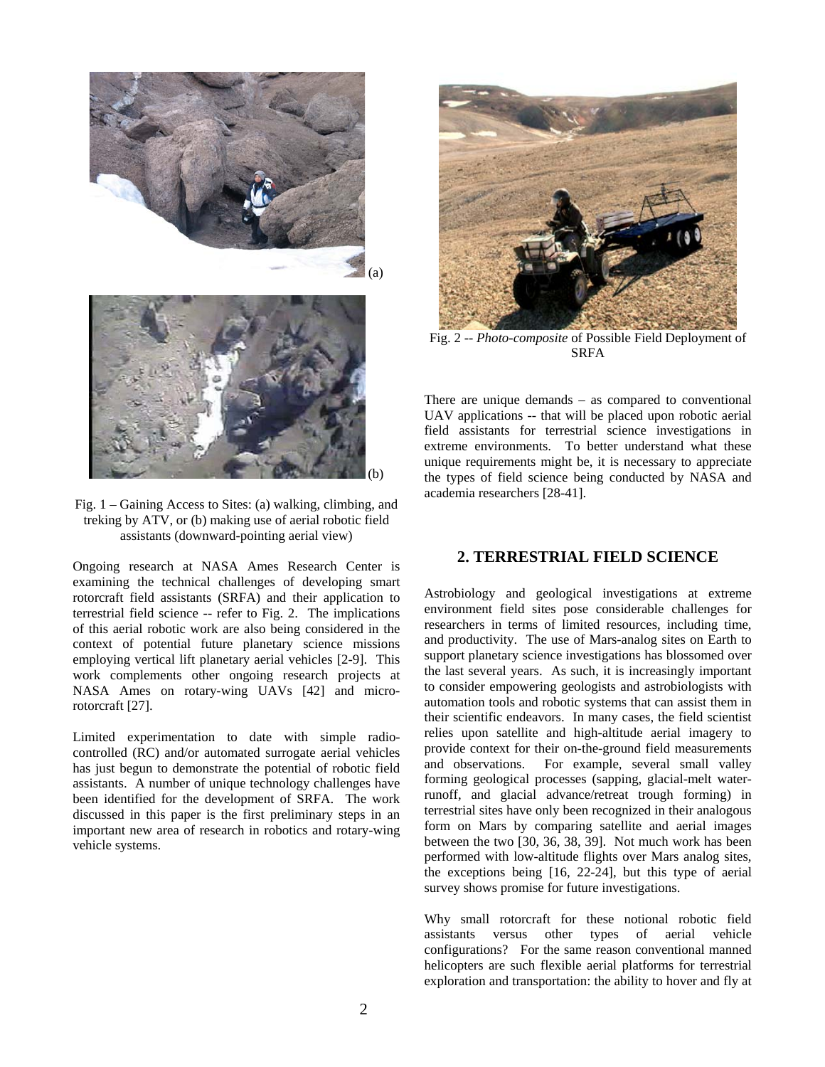Fig. 1 – Gaining Access to Sites: (a) walking, climbing, and treking by ATV, or (b) making use of aerial robotic field assistants (downward-pointing aerial view)

Ongoing research at NASA Ames Research Center is examining the technical challenges of developing smart rotorcraft field assistants (SRFA) and their application to terrestrial field science -- refer to Fig. 2. The implications of this aerial robotic work are also being considered in the context of potential future planetary science missions employing vertical lift planetary aerial vehicles [2-9]. This work complements other ongoing research projects at NASA Ames on rotary-wing UAVs [42] and micro-rotorcraft [27].

Limited experimentation to date with simple radio-controlled (RC) and/or automated surrogate aerial vehicles has just begun to demonstrate the potential of robotic field assistants. A number of unique technology challenges have been identified for the development of SRFA. The work discussed in this paper is the first preliminary steps in an important new area of research in robotics and rotary-wing vehicle systems.

Fig. 2 -- *Photo-composite* of Possible Field Deployment of SRFA

There are unique demands – as compared to conventional UAV applications -- that will be placed upon robotic aerial field assistants for terrestrial science investigations in extreme environments. To better understand what these unique requirements might be, it is necessary to appreciate the types of field science being conducted by NASA and academia researchers [28-41].

## 2. TERRESTRIAL FIELD SCIENCE

Astrobiology and geological investigations at extreme environment field sites pose considerable challenges for researchers in terms of limited resources, including time, and productivity. The use of Mars-analog sites on Earth to support planetary science investigations has blossomed over the last several years. As such, it is increasingly important to consider empowering geologists and astrobiologists with automation tools and robotic systems that can assist them in their scientific endeavors. In many cases, the field scientist relies upon satellite and high-altitude aerial imagery to provide context for their on-the-ground field measurements and observations. For example, several small valley forming geological processes (sapping, glacial-melt water-runoff, and glacial advance/retreat trough forming) in terrestrial sites have only been recognized in their analogous form on Mars by comparing satellite and aerial images between the two [30, 36, 38, 39]. Not much work has been performed with low-altitude flights over Mars analog sites, the exceptions being [16, 22-24], but this type of aerial survey shows promise for future investigations.

Why small rotorcraft for these notional robotic field assistants versus other types of aerial vehicle configurations? For the same reason conventional manned helicopters are such flexible aerial platforms for terrestrial exploration and transportation: the ability to hover and fly at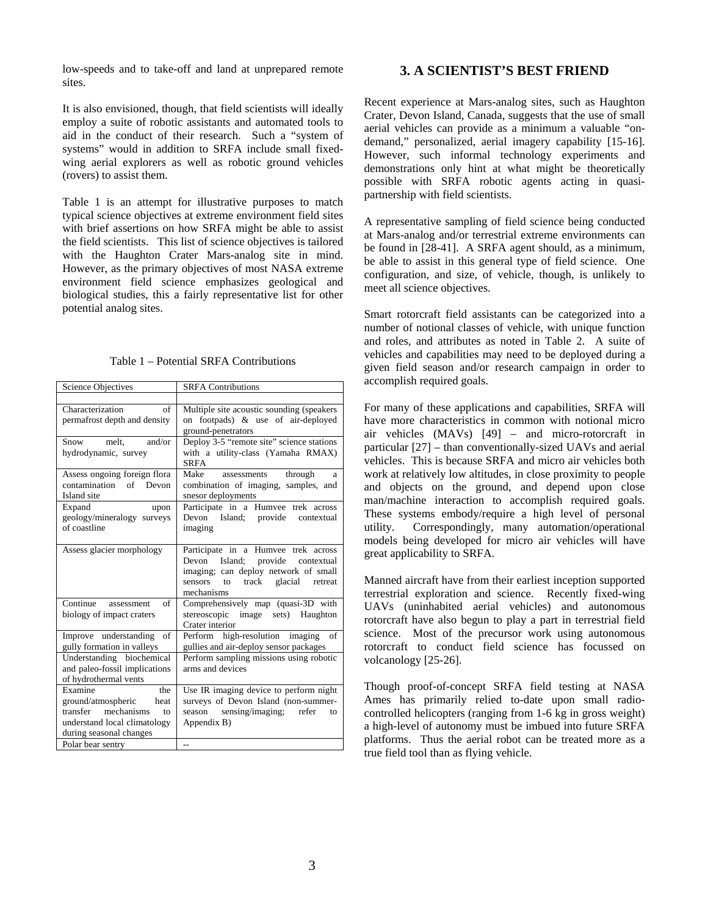low-speeds and to take-off and land at unprepared remote sites.

It is also envisioned, though, that field scientists will ideally employ a suite of robotic assistants and automated tools to aid in the conduct of their research. Such a "system of systems" would in addition to SRFA include small fixed-wing aerial explorers as well as robotic ground vehicles (rovers) to assist them.

Table 1 is an attempt for illustrative purposes to match typical science objectives at extreme environment field sites with brief assertions on how SRFA might be able to assist the field scientists. This list of science objectives is tailored with the Haughton Crater Mars-analog site in mind. However, as the primary objectives of most NASA extreme environment field science emphasizes geological and biological studies, this a fairly representative list for other potential analog sites.

Table 1 – Potential SRFA Contributions

| Science Objectives | SRFA Contributions |
|---|---|
| | |
| Characterization of permafrost depth and density | Multiple site acoustic sounding (speakers on footpads) & use of air-deployed ground-penetrators |
| Snow melt, and/or hydrodynamic, survey | Deploy 3-5 "remote site" science stations with a utility-class (Yamaha RMAX) SRFA |
| Assess ongoing foreign flora contamination of Devon Island site | Make assessments through a combination of imaging, samples, and snesor deployments |
| Expand upon geology/mineralogy surveys of coastline | Participate in a Humvee trek across Devon Island; provide contextual imaging |
| Assess glacier morphology | Participate in a Humvee trek across Devon Island; provide contextual imaging; can deploy network of small sensors to track glacial retreat mechanisms |
| Continue assessment of biology of impact craters | Comprehensively map (quasi-3D with stereoscopic image sets) Haughton Crater interior |
| Improve understanding of gully formation in valleys | Perform high-resolution imaging of gullies and air-deploy sensor packages |
| Understanding biochemical and paleo-fossil implications of hydrothermal vents | Perform sampling missions using robotic arms and devices |
| Examine the ground/atmospheric heat transfer mechanisms to understand local climatology during seasonal changes | Use IR imaging device to perform night surveys of Devon Island (non-summer-season sensing/imaging; refer to Appendix B) |
| Polar bear sentry | -- |

## 3. A SCIENTIST'S BEST FRIEND

Recent experience at Mars-analog sites, such as Haughton Crater, Devon Island, Canada, suggests that the use of small aerial vehicles can provide as a minimum a valuable "on-demand," personalized, aerial imagery capability [15-16]. However, such informal technology experiments and demonstrations only hint at what might be theoretically possible with SRFA robotic agents acting in quasi-partnership with field scientists.

A representative sampling of field science being conducted at Mars-analog and/or terrestrial extreme environments can be found in [28-41]. A SRFA agent should, as a minimum, be able to assist in this general type of field science. One configuration, and size, of vehicle, though, is unlikely to meet all science objectives.

Smart rotorcraft field assistants can be categorized into a number of notional classes of vehicle, with unique function and roles, and attributes as noted in Table 2. A suite of vehicles and capabilities may need to be deployed during a given field season and/or research campaign in order to accomplish required goals.

For many of these applications and capabilities, SRFA will have more characteristics in common with notional micro air vehicles (MAVs) [49] – and micro-rotorcraft in particular [27] – than conventionally-sized UAVs and aerial vehicles. This is because SRFA and micro air vehicles both work at relatively low altitudes, in close proximity to people and objects on the ground, and depend upon close man/machine interaction to accomplish required goals. These systems embody/require a high level of personal utility. Correspondingly, many automation/operational models being developed for micro air vehicles will have great applicability to SRFA.

Manned aircraft have from their earliest inception supported terrestrial exploration and science. Recently fixed-wing UAVs (uninhabited aerial vehicles) and autonomous rotorcraft have also begun to play a part in terrestrial field science. Most of the precursor work using autonomous rotorcraft to conduct field science has focussed on volcanology [25-26].

Though proof-of-concept SRFA field testing at NASA Ames has primarily relied to-date upon small radio-controlled helicopters (ranging from 1-6 kg in gross weight) a high-level of autonomy must be imbued into future SRFA platforms. Thus the aerial robot can be treated more as a true field tool than as flying vehicle.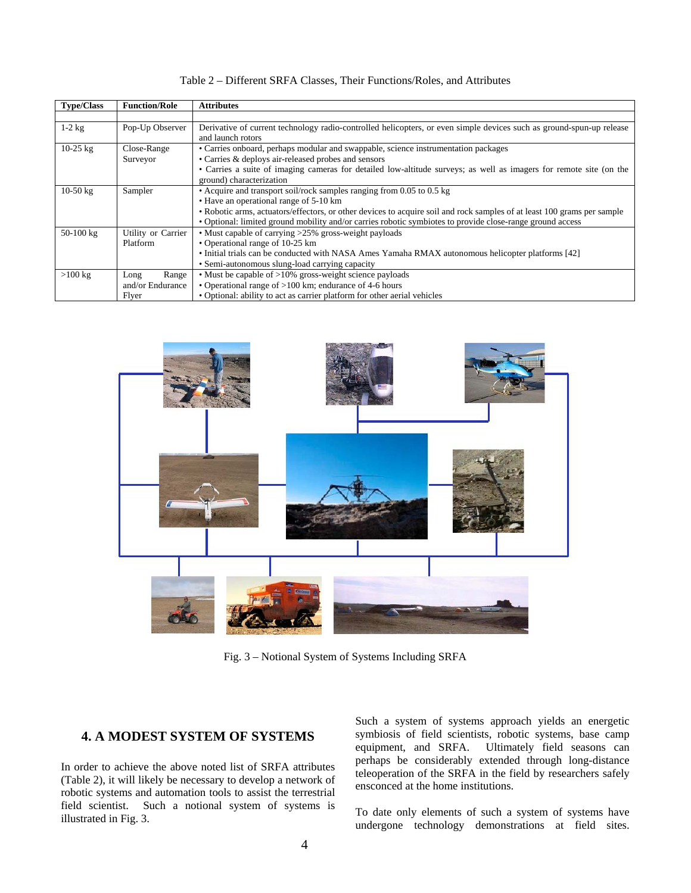Table 2 – Different SRFA Classes, Their Functions/Roles, and Attributes

| Type/Class | Function/Role | Attributes |
|---|---|---|
| 1-2 kg | Pop-Up Observer | Derivative of current technology radio-controlled helicopters, or even simple devices such as ground-spun-up release and launch rotors |
| 10-25 kg | Close-Range Surveyor | • Carries onboard, perhaps modular and swappable, science instrumentation packages<br>• Carries & deploys air-released probes and sensors<br>• Carries a suite of imaging cameras for detailed low-altitude surveys; as well as imagers for remote site (on the ground) characterization |
| 10-50 kg | Sampler | • Acquire and transport soil/rock samples ranging from 0.05 to 0.5 kg<br>• Have an operational range of 5-10 km<br>• Robotic arms, actuators/effectors, or other devices to acquire soil and rock samples of at least 100 grams per sample<br>• Optional: limited ground mobility and/or carries robotic symbiotes to provide close-range ground access |
| 50-100 kg | Utility or Carrier Platform | • Must capable of carrying >25% gross-weight payloads<br>• Operational range of 10-25 km<br>• Initial trials can be conducted with NASA Ames Yamaha RMAX autonomous helicopter platforms [42]<br>• Semi-autonomous slung-load carrying capacity |
| >100 kg | Long Range and/or Endurance Flyer | • Must be capable of >10% gross-weight science payloads<br>• Operational range of >100 km; endurance of 4-6 hours<br>• Optional: ability to act as carrier platform for other aerial vehicles |

Fig. 3 – Notional System of Systems Including SRFA

## 4. A MODEST SYSTEM OF SYSTEMS

In order to achieve the above noted list of SRFA attributes (Table 2), it will likely be necessary to develop a network of robotic systems and automation tools to assist the terrestrial field scientist. Such a notional system of systems is illustrated in Fig. 3.

Such a system of systems approach yields an energetic symbiosis of field scientists, robotic systems, base camp equipment, and SRFA. Ultimately field seasons can perhaps be considerably extended through long-distance teleoperation of the SRFA in the field by researchers safely ensconced at the home institutions.

To date only elements of such a system of systems have undergone technology demonstrations at field sites.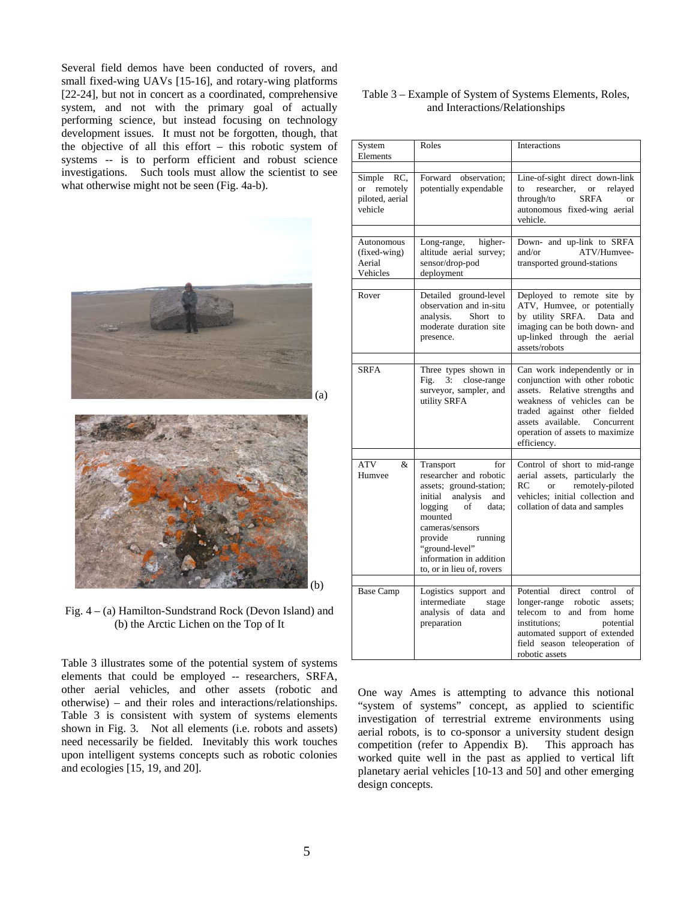Several field demos have been conducted of rovers, and small fixed-wing UAVs [15-16], and rotary-wing platforms [22-24], but not in concert as a coordinated, comprehensive system, and not with the primary goal of actually performing science, but instead focusing on technology development issues. It must not be forgotten, though, that the objective of all this effort – this robotic system of systems -- is to perform efficient and robust science investigations. Such tools must allow the scientist to see what otherwise might not be seen (Fig. 4a-b).

Fig. 4 – (a) Hamilton-Sundstrand Rock (Devon Island) and (b) the Arctic Lichen on the Top of It

Table 3 illustrates some of the potential system of systems elements that could be employed -- researchers, SRFA, other aerial vehicles, and other assets (robotic and otherwise) – and their roles and interactions/relationships. Table 3 is consistent with system of systems elements shown in Fig. 3. Not all elements (i.e. robots and assets) need necessarily be fielded. Inevitably this work touches upon intelligent systems concepts such as robotic colonies and ecologies [15, 19, and 20].

Table 3 – Example of System of Systems Elements, Roles, and Interactions/Relationships

| System Elements | Roles | Interactions |
|---|---|---|
| Simple RC, or remotely piloted, aerial vehicle | Forward observation; potentially expendable | Line-of-sight direct down-link to researcher, or relayed through/to SRFA or autonomous fixed-wing aerial vehicle. |
| Autonomous (fixed-wing) Aerial Vehicles | Long-range, higher-altitude aerial survey; sensor/drop-pod deployment | Down- and up-link to SRFA and/or ATV/Humvee-transported ground-stations |
| Rover | Detailed ground-level observation and in-situ analysis. Short to moderate duration site presence. | Deployed to remote site by ATV, Humvee, or potentially by utility SRFA. Data and imaging can be both down- and up-linked through the aerial assets/robots |
| SRFA | Three types shown in Fig. 3: close-range surveyor, sampler, and utility SRFA | Can work independently or in conjunction with other robotic assets. Relative strengths and weakness of vehicles can be traded against other fielded assets available. Concurrent operation of assets to maximize efficiency. |
| ATV & Humvee | Transport for researcher and robotic assets; ground-station; initial analysis and logging of data; mounted cameras/sensors provide running "ground-level" information in addition to, or in lieu of, rovers | Control of short to mid-range aerial assets, particularly the RC or remotely-piloted vehicles; initial collection and collation of data and samples |
| Base Camp | Logistics support and intermediate stage analysis of data and preparation | Potential direct control of longer-range robotic assets; telecom to and from home institutions; potential automated support of extended field season teleoperation of robotic assets |

One way Ames is attempting to advance this notional "system of systems" concept, as applied to scientific investigation of terrestrial extreme environments using aerial robots, is to co-sponsor a university student design competition (refer to Appendix B). This approach has worked quite well in the past as applied to vertical lift planetary aerial vehicles [10-13 and 50] and other emerging design concepts.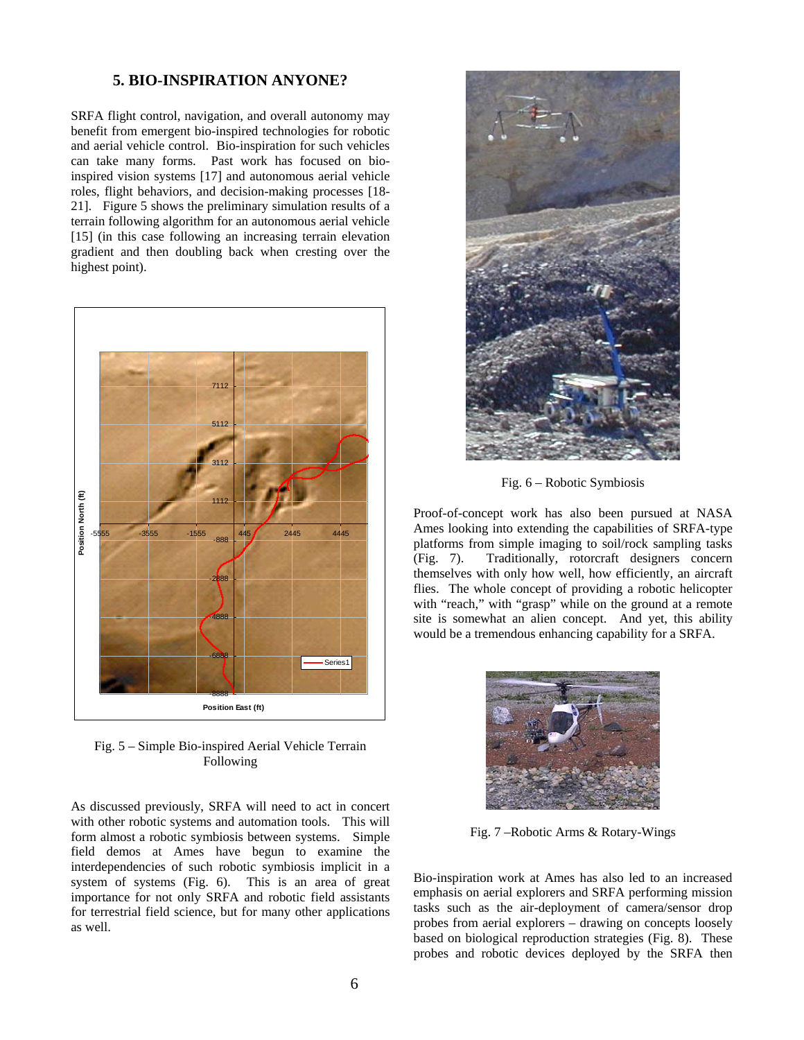## 5. BIO-INSPIRATION ANYONE?

SRFA flight control, navigation, and overall autonomy may benefit from emergent bio-inspired technologies for robotic and aerial vehicle control. Bio-inspiration for such vehicles can take many forms. Past work has focused on bio-inspired vision systems [17] and autonomous aerial vehicle roles, flight behaviors, and decision-making processes [18-21]. Figure 5 shows the preliminary simulation results of a terrain following algorithm for an autonomous aerial vehicle [15] (in this case following an increasing terrain elevation gradient and then doubling back when cresting over the highest point).

Fig. 5 – Simple Bio-inspired Aerial Vehicle Terrain Following

As discussed previously, SRFA will need to act in concert with other robotic systems and automation tools. This will form almost a robotic symbiosis between systems. Simple field demos at Ames have begun to examine the interdependencies of such robotic symbiosis implicit in a system of systems (Fig. 6). This is an area of great importance for not only SRFA and robotic field assistants for terrestrial field science, but for many other applications as well.

Fig. 6 – Robotic Symbiosis

Proof-of-concept work has also been pursued at NASA Ames looking into extending the capabilities of SRFA-type platforms from simple imaging to soil/rock sampling tasks (Fig. 7). Traditionally, rotorcraft designers concern themselves with only how well, how efficiently, an aircraft flies. The whole concept of providing a robotic helicopter with "reach," with "grasp" while on the ground at a remote site is somewhat an alien concept. And yet, this ability would be a tremendous enhancing capability for a SRFA.

Fig. 7 –Robotic Arms & Rotary-Wings

Bio-inspiration work at Ames has also led to an increased emphasis on aerial explorers and SRFA performing mission tasks such as the air-deployment of camera/sensor drop probes from aerial explorers – drawing on concepts loosely based on biological reproduction strategies (Fig. 8). These probes and robotic devices deployed by the SRFA then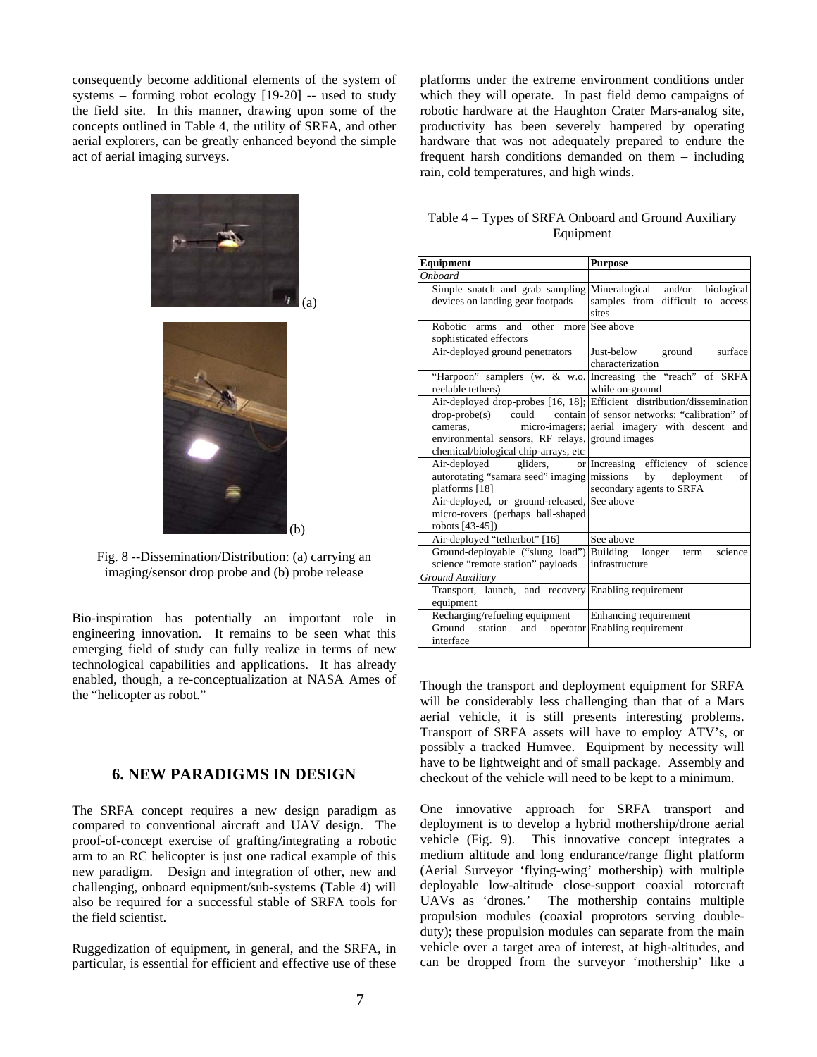consequently become additional elements of the system of systems – forming robot ecology [19-20] -- used to study the field site. In this manner, drawing upon some of the concepts outlined in Table 4, the utility of SRFA, and other aerial explorers, can be greatly enhanced beyond the simple act of aerial imaging surveys.

Fig. 8 --Dissemination/Distribution: (a) carrying an imaging/sensor drop probe and (b) probe release

Bio-inspiration has potentially an important role in engineering innovation. It remains to be seen what this emerging field of study can fully realize in terms of new technological capabilities and applications. It has already enabled, though, a re-conceptualization at NASA Ames of the "helicopter as robot."

## 6. NEW PARADIGMS IN DESIGN

The SRFA concept requires a new design paradigm as compared to conventional aircraft and UAV design. The proof-of-concept exercise of grafting/integrating a robotic arm to an RC helicopter is just one radical example of this new paradigm. Design and integration of other, new and challenging, onboard equipment/sub-systems (Table 4) will also be required for a successful stable of SRFA tools for the field scientist.

Ruggedization of equipment, in general, and the SRFA, in particular, is essential for efficient and effective use of these platforms under the extreme environment conditions under which they will operate. In past field demo campaigns of robotic hardware at the Haughton Crater Mars-analog site, productivity has been severely hampered by operating hardware that was not adequately prepared to endure the frequent harsh conditions demanded on them – including rain, cold temperatures, and high winds.

Table 4 – Types of SRFA Onboard and Ground Auxiliary Equipment

| Equipment | Purpose |
|---|---|
| *Onboard* | |
| Simple snatch and grab sampling devices on landing gear footpads | Mineralogical and/or biological samples from difficult to access sites |
| Robotic arms and other more sophisticated effectors | See above |
| Air-deployed ground penetrators | Just-below ground surface characterization |
| "Harpoon" samplers (w. & w.o. reelable tethers) | Increasing the "reach" of SRFA while on-ground |
| Air-deployed drop-probes [16, 18]; drop-probe(s) could contain cameras, micro-imagers; environmental sensors, RF relays, chemical/biological chip-arrays, etc | Efficient distribution/dissemination of sensor networks; "calibration" of aerial imagery with descent and ground images |
| Air-deployed gliders, or autorotating "samara seed" imaging platforms [18] | Increasing efficiency of science missions by deployment of secondary agents to SRFA |
| Air-deployed, or ground-released, micro-rovers (perhaps ball-shaped robots [43-45]) | See above |
| Air-deployed "tetherbot" [16] | See above |
| Ground-deployable ("slung load") science "remote station" payloads | Building longer term science infrastructure |
| *Ground Auxiliary* | |
| Transport, launch, and recovery equipment | Enabling requirement |
| Recharging/refueling equipment | Enhancing requirement |
| Ground station and operator interface | Enabling requirement |

Though the transport and deployment equipment for SRFA will be considerably less challenging than that of a Mars aerial vehicle, it is still presents interesting problems. Transport of SRFA assets will have to employ ATV's, or possibly a tracked Humvee. Equipment by necessity will have to be lightweight and of small package. Assembly and checkout of the vehicle will need to be kept to a minimum.

One innovative approach for SRFA transport and deployment is to develop a hybrid mothership/drone aerial vehicle (Fig. 9). This innovative concept integrates a medium altitude and long endurance/range flight platform (Aerial Surveyor 'flying-wing' mothership) with multiple deployable low-altitude close-support coaxial rotorcraft UAVs as 'drones.' The mothership contains multiple propulsion modules (coaxial proprotors serving double-duty); these propulsion modules can separate from the main vehicle over a target area of interest, at high-altitudes, and can be dropped from the surveyor 'mothership' like a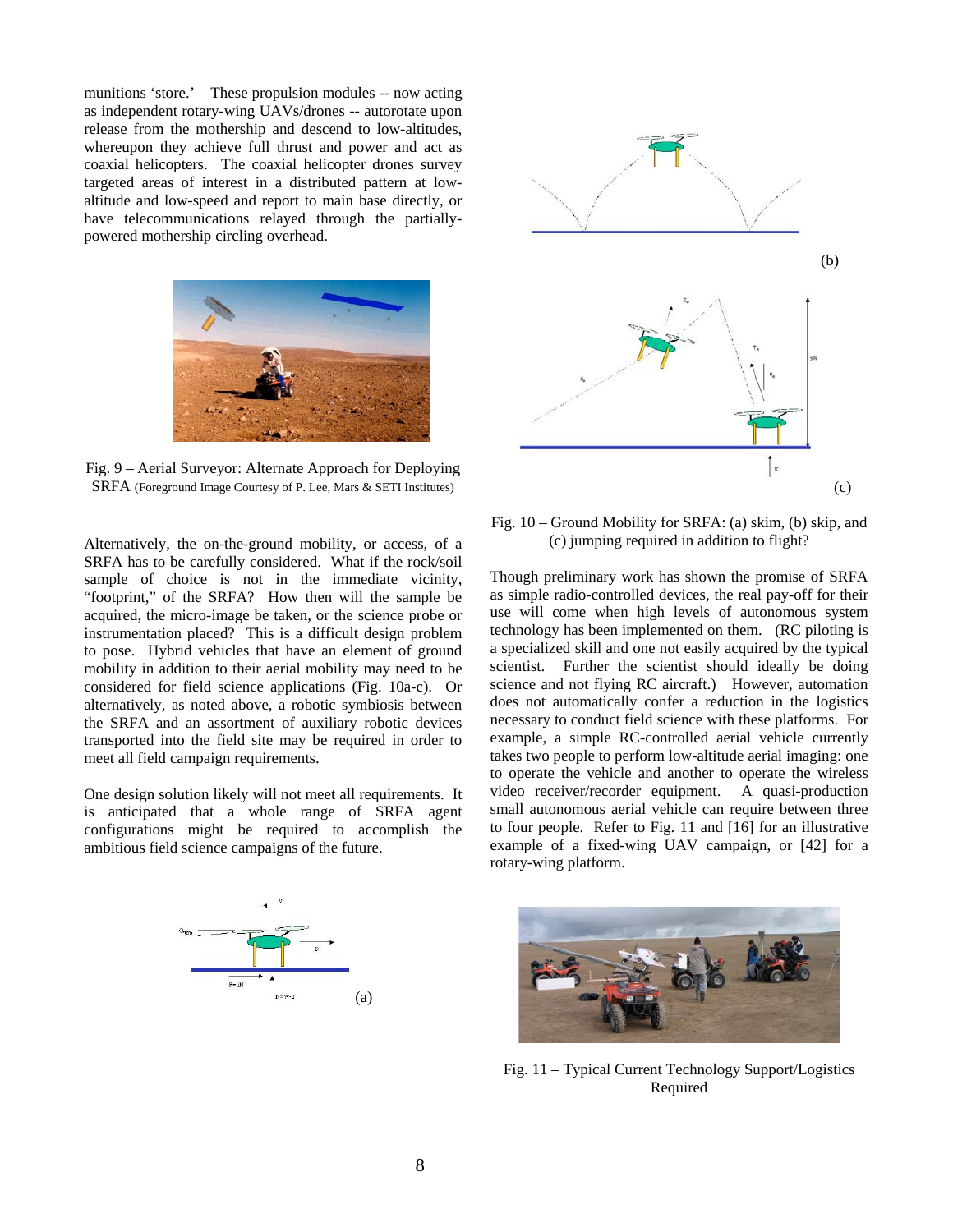munitions 'store.' These propulsion modules -- now acting as independent rotary-wing UAVs/drones -- autorotate upon release from the mothership and descend to low-altitudes, whereupon they achieve full thrust and power and act as coaxial helicopters. The coaxial helicopter drones survey targeted areas of interest in a distributed pattern at low-altitude and low-speed and report to main base directly, or have telecommunications relayed through the partially-powered mothership circling overhead.

Fig. 9 – Aerial Surveyor: Alternate Approach for Deploying SRFA (Foreground Image Courtesy of P. Lee, Mars & SETI Institutes)

Alternatively, the on-the-ground mobility, or access, of a SRFA has to be carefully considered. What if the rock/soil sample of choice is not in the immediate vicinity, "footprint," of the SRFA? How then will the sample be acquired, the micro-image be taken, or the science probe or instrumentation placed? This is a difficult design problem to pose. Hybrid vehicles that have an element of ground mobility in addition to their aerial mobility may need to be considered for field science applications (Fig. 10a-c). Or alternatively, as noted above, a robotic symbiosis between the SRFA and an assortment of auxiliary robotic devices transported into the field site may be required in order to meet all field campaign requirements.

One design solution likely will not meet all requirements. It is anticipated that a whole range of SRFA agent configurations might be required to accomplish the ambitious field science campaigns of the future.

Fig. 10 – Ground Mobility for SRFA: (a) skim, (b) skip, and (c) jumping required in addition to flight?

Though preliminary work has shown the promise of SRFA as simple radio-controlled devices, the real pay-off for their use will come when high levels of autonomous system technology has been implemented on them. (RC piloting is a specialized skill and one not easily acquired by the typical scientist. Further the scientist should ideally be doing science and not flying RC aircraft.) However, automation does not automatically confer a reduction in the logistics necessary to conduct field science with these platforms. For example, a simple RC-controlled aerial vehicle currently takes two people to perform low-altitude aerial imaging: one to operate the vehicle and another to operate the wireless video receiver/recorder equipment. A quasi-production small autonomous aerial vehicle can require between three to four people. Refer to Fig. 11 and [16] for an illustrative example of a fixed-wing UAV campaign, or [42] for a rotary-wing platform.

Fig. 11 – Typical Current Technology Support/Logistics Required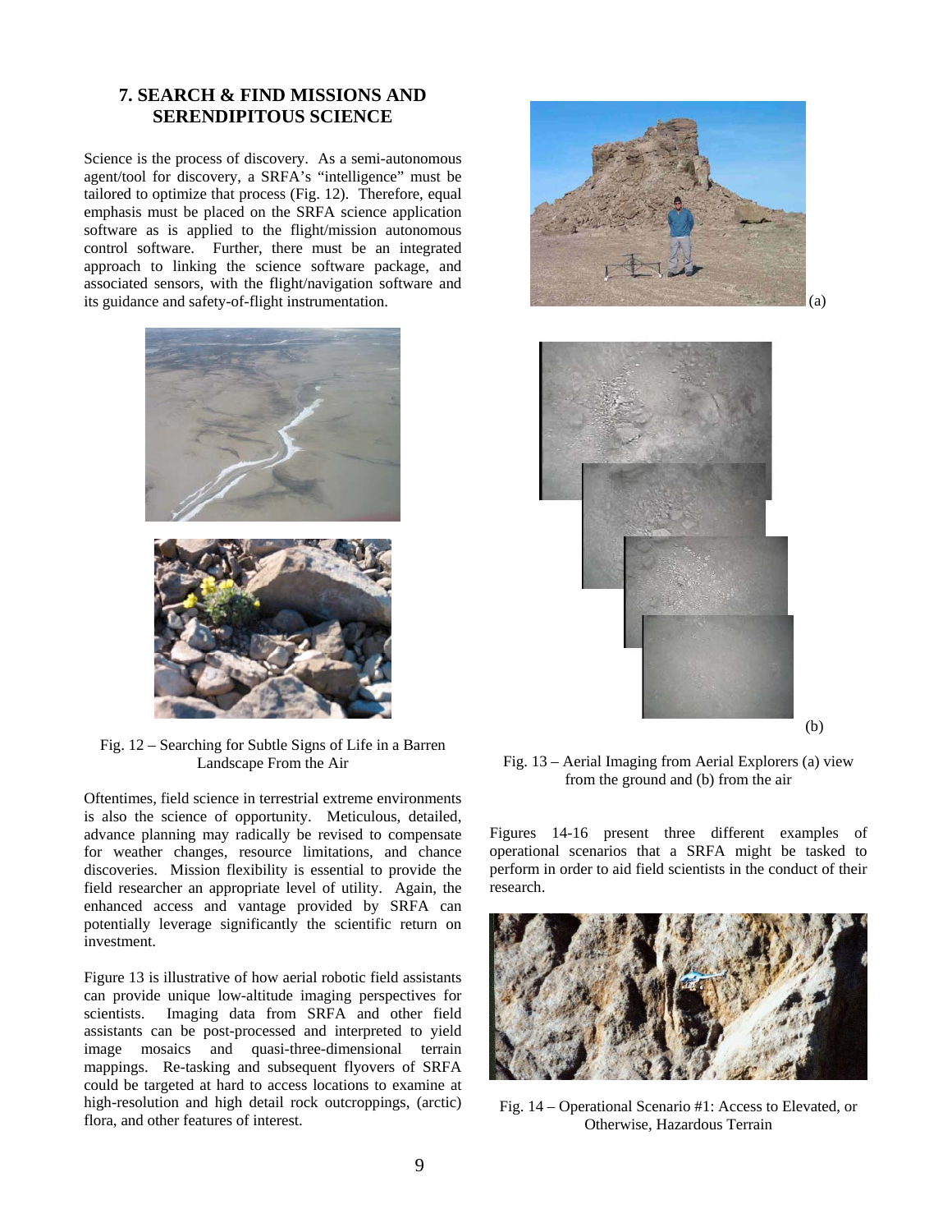## 7. SEARCH & FIND MISSIONS AND SERENDIPITOUS SCIENCE

Science is the process of discovery. As a semi-autonomous agent/tool for discovery, a SRFA's "intelligence" must be tailored to optimize that process (Fig. 12). Therefore, equal emphasis must be placed on the SRFA science application software as is applied to the flight/mission autonomous control software. Further, there must be an integrated approach to linking the science software package, and associated sensors, with the flight/navigation software and its guidance and safety-of-flight instrumentation.

Fig. 12 – Searching for Subtle Signs of Life in a Barren Landscape From the Air

Oftentimes, field science in terrestrial extreme environments is also the science of opportunity. Meticulous, detailed, advance planning may radically be revised to compensate for weather changes, resource limitations, and chance discoveries. Mission flexibility is essential to provide the field researcher an appropriate level of utility. Again, the enhanced access and vantage provided by SRFA can potentially leverage significantly the scientific return on investment.

Figure 13 is illustrative of how aerial robotic field assistants can provide unique low-altitude imaging perspectives for scientists. Imaging data from SRFA and other field assistants can be post-processed and interpreted to yield image mosaics and quasi-three-dimensional terrain mappings. Re-tasking and subsequent flyovers of SRFA could be targeted at hard to access locations to examine at high-resolution and high detail rock outcroppings, (arctic) flora, and other features of interest.

(a)

(b)

Fig. 13 – Aerial Imaging from Aerial Explorers (a) view from the ground and (b) from the air

Figures 14-16 present three different examples of operational scenarios that a SRFA might be tasked to perform in order to aid field scientists in the conduct of their research.

Fig. 14 – Operational Scenario #1: Access to Elevated, or Otherwise, Hazardous Terrain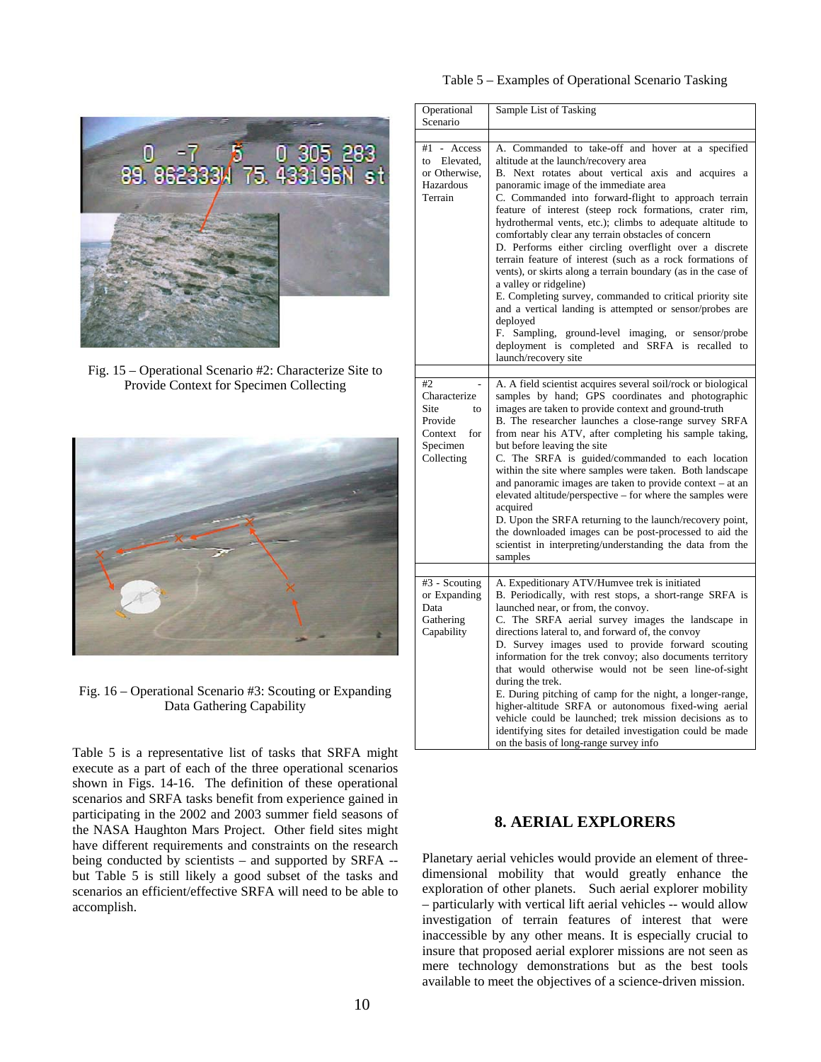Fig. 15 – Operational Scenario #2: Characterize Site to Provide Context for Specimen Collecting

Fig. 16 – Operational Scenario #3: Scouting or Expanding Data Gathering Capability

Table 5 is a representative list of tasks that SRFA might execute as a part of each of the three operational scenarios shown in Figs. 14-16. The definition of these operational scenarios and SRFA tasks benefit from experience gained in participating in the 2002 and 2003 summer field seasons of the NASA Haughton Mars Project. Other field sites might have different requirements and constraints on the research being conducted by scientists – and supported by SRFA -- but Table 5 is still likely a good subset of the tasks and scenarios an efficient/effective SRFA will need to be able to accomplish.

Table 5 – Examples of Operational Scenario Tasking

| Operational Scenario | Sample List of Tasking |
| --- | --- |
| #1 - Access to Elevated, or Otherwise, Hazardous Terrain | A. Commanded to take-off and hover at a specified altitude at the launch/recovery area<br>B. Next rotates about vertical axis and acquires a panoramic image of the immediate area<br>C. Commanded into forward-flight to approach terrain feature of interest (steep rock formations, crater rim, hydrothermal vents, etc.); climbs to adequate altitude to comfortably clear any terrain obstacles of concern<br>D. Performs either circling overflight over a discrete terrain feature of interest (such as a rock formations of vents), or skirts along a terrain boundary (as in the case of a valley or ridgeline)<br>E. Completing survey, commanded to critical priority site and a vertical landing is attempted or sensor/probes are deployed<br>F. Sampling, ground-level imaging, or sensor/probe deployment is completed and SRFA is recalled to launch/recovery site |
| #2 - Characterize Site to Provide Context for Specimen Collecting | A. A field scientist acquires several soil/rock or biological samples by hand; GPS coordinates and photographic images are taken to provide context and ground-truth<br>B. The researcher launches a close-range survey SRFA from near his ATV, after completing his sample taking, but before leaving the site<br>C. The SRFA is guided/commanded to each location within the site where samples were taken. Both landscape and panoramic images are taken to provide context – at an elevated altitude/perspective – for where the samples were acquired<br>D. Upon the SRFA returning to the launch/recovery point, the downloaded images can be post-processed to aid the scientist in interpreting/understanding the data from the samples |
| #3 - Scouting or Expanding Data Gathering Capability | A. Expeditionary ATV/Humvee trek is initiated<br>B. Periodically, with rest stops, a short-range SRFA is launched near, or from, the convoy.<br>C. The SRFA aerial survey images the landscape in directions lateral to, and forward of, the convoy<br>D. Survey images used to provide forward scouting information for the trek convoy; also documents territory that would otherwise would not be seen line-of-sight during the trek.<br>E. During pitching of camp for the night, a longer-range, higher-altitude SRFA or autonomous fixed-wing aerial vehicle could be launched; trek mission decisions as to identifying sites for detailed investigation could be made on the basis of long-range survey info |

## 8. AERIAL EXPLORERS

Planetary aerial vehicles would provide an element of three-dimensional mobility that would greatly enhance the exploration of other planets. Such aerial explorer mobility – particularly with vertical lift aerial vehicles -- would allow investigation of terrain features of interest that were inaccessible by any other means. It is especially crucial to insure that proposed aerial explorer missions are not seen as mere technology demonstrations but as the best tools available to meet the objectives of a science-driven mission.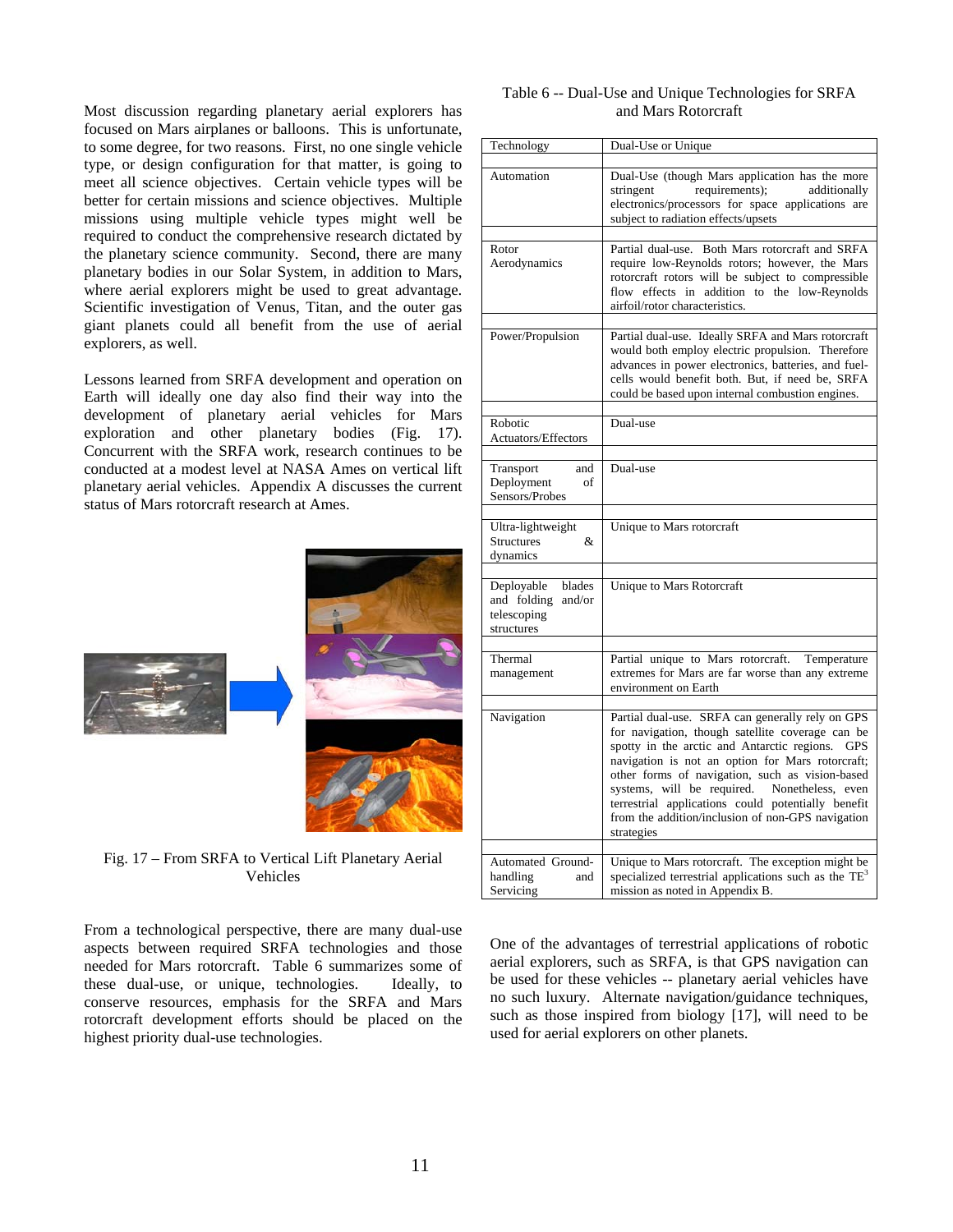Most discussion regarding planetary aerial explorers has focused on Mars airplanes or balloons. This is unfortunate, to some degree, for two reasons. First, no one single vehicle type, or design configuration for that matter, is going to meet all science objectives. Certain vehicle types will be better for certain missions and science objectives. Multiple missions using multiple vehicle types might well be required to conduct the comprehensive research dictated by the planetary science community. Second, there are many planetary bodies in our Solar System, in addition to Mars, where aerial explorers might be used to great advantage. Scientific investigation of Venus, Titan, and the outer gas giant planets could all benefit from the use of aerial explorers, as well.

Lessons learned from SRFA development and operation on Earth will ideally one day also find their way into the development of planetary aerial vehicles for Mars exploration and other planetary bodies (Fig. 17). Concurrent with the SRFA work, research continues to be conducted at a modest level at NASA Ames on vertical lift planetary aerial vehicles. Appendix A discusses the current status of Mars rotorcraft research at Ames.

Fig. 17 – From SRFA to Vertical Lift Planetary Aerial Vehicles

From a technological perspective, there are many dual-use aspects between required SRFA technologies and those needed for Mars rotorcraft. Table 6 summarizes some of these dual-use, or unique, technologies. Ideally, to conserve resources, emphasis for the SRFA and Mars rotorcraft development efforts should be placed on the highest priority dual-use technologies.

Table 6 -- Dual-Use and Unique Technologies for SRFA and Mars Rotorcraft

| Technology | Dual-Use or Unique |
|---|---|
| Automation | Dual-Use (though Mars application has the more stringent requirements); additionally electronics/processors for space applications are subject to radiation effects/upsets |
| Rotor Aerodynamics | Partial dual-use. Both Mars rotorcraft and SRFA require low-Reynolds rotors; however, the Mars rotorcraft rotors will be subject to compressible flow effects in addition to the low-Reynolds airfoil/rotor characteristics. |
| Power/Propulsion | Partial dual-use. Ideally SRFA and Mars rotorcraft would both employ electric propulsion. Therefore advances in power electronics, batteries, and fuel-cells would benefit both. But, if need be, SRFA could be based upon internal combustion engines. |
| Robotic Actuators/Effectors | Dual-use |
| Transport and Deployment of Sensors/Probes | Dual-use |
| Ultra-lightweight Structures & dynamics | Unique to Mars rotorcraft |
| Deployable blades and folding and/or telescoping structures | Unique to Mars Rotorcraft |
| Thermal management | Partial unique to Mars rotorcraft. Temperature extremes for Mars are far worse than any extreme environment on Earth |
| Navigation | Partial dual-use. SRFA can generally rely on GPS for navigation, though satellite coverage can be spotty in the arctic and Antarctic regions. GPS navigation is not an option for Mars rotorcraft; other forms of navigation, such as vision-based systems, will be required. Nonetheless, even terrestrial applications could potentially benefit from the addition/inclusion of non-GPS navigation strategies |
| Automated Ground-handling and Servicing | Unique to Mars rotorcraft. The exception might be specialized terrestrial applications such as the $TE^3$ mission as noted in Appendix B. |

One of the advantages of terrestrial applications of robotic aerial explorers, such as SRFA, is that GPS navigation can be used for these vehicles -- planetary aerial vehicles have no such luxury. Alternate navigation/guidance techniques, such as those inspired from biology [17], will need to be used for aerial explorers on other planets.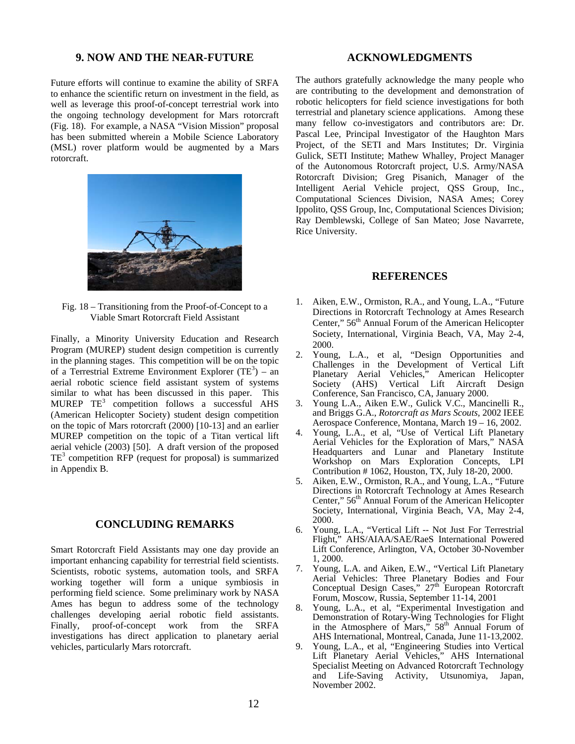## 9. NOW AND THE NEAR-FUTURE

Future efforts will continue to examine the ability of SRFA to enhance the scientific return on investment in the field, as well as leverage this proof-of-concept terrestrial work into the ongoing technology development for Mars rotorcraft (Fig. 18). For example, a NASA "Vision Mission" proposal has been submitted wherein a Mobile Science Laboratory (MSL) rover platform would be augmented by a Mars rotorcraft.

Fig. 18 – Transitioning from the Proof-of-Concept to a Viable Smart Rotorcraft Field Assistant

Finally, a Minority University Education and Research Program (MUREP) student design competition is currently in the planning stages. This competition will be on the topic of a Terrestrial Extreme Environment Explorer ($TE^3$) – an aerial robotic science field assistant system of systems similar to what has been discussed in this paper. This MUREP $TE^3$ competition follows a successful AHS (American Helicopter Society) student design competition on the topic of Mars rotorcraft (2000) [10-13] and an earlier MUREP competition on the topic of a Titan vertical lift aerial vehicle (2003) [50]. A draft version of the proposed $TE^3$ competition RFP (request for proposal) is summarized in Appendix B.

## CONCLUDING REMARKS

Smart Rotorcraft Field Assistants may one day provide an important enhancing capability for terrestrial field scientists. Scientists, robotic systems, automation tools, and SRFA working together will form a unique symbiosis in performing field science. Some preliminary work by NASA Ames has begun to address some of the technology challenges developing aerial robotic field assistants. Finally, proof-of-concept work from the SRFA investigations has direct application to planetary aerial vehicles, particularly Mars rotorcraft.

## ACKNOWLEDGMENTS

The authors gratefully acknowledge the many people who are contributing to the development and demonstration of robotic helicopters for field science investigations for both terrestrial and planetary science applications. Among these many fellow co-investigators and contributors are: Dr. Pascal Lee, Principal Investigator of the Haughton Mars Project, of the SETI and Mars Institutes; Dr. Virginia Gulick, SETI Institute; Mathew Whalley, Project Manager of the Autonomous Rotorcraft project, U.S. Army/NASA Rotorcraft Division; Greg Pisanich, Manager of the Intelligent Aerial Vehicle project, QSS Group, Inc., Computational Sciences Division, NASA Ames; Corey Ippolito, QSS Group, Inc, Computational Sciences Division; Ray Demblewski, College of San Mateo; Jose Navarrete, Rice University.

## REFERENCES

1. Aiken, E.W., Ormiston, R.A., and Young, L.A., "Future Directions in Rotorcraft Technology at Ames Research Center," 56th Annual Forum of the American Helicopter Society, International, Virginia Beach, VA, May 2-4, 2000.
2. Young, L.A., et al, "Design Opportunities and Challenges in the Development of Vertical Lift Planetary Aerial Vehicles," American Helicopter Society (AHS) Vertical Lift Aircraft Design Conference, San Francisco, CA, January 2000.
3. Young L.A., Aiken E.W., Gulick V.C., Mancinelli R., and Briggs G.A., *Rotorcraft as Mars Scouts*, 2002 IEEE Aerospace Conference, Montana, March 19 – 16, 2002.
4. Young, L.A., et al, "Use of Vertical Lift Planetary Aerial Vehicles for the Exploration of Mars," NASA Headquarters and Lunar and Planetary Institute Workshop on Mars Exploration Concepts, LPI Contribution # 1062, Houston, TX, July 18-20, 2000.
5. Aiken, E.W., Ormiston, R.A., and Young, L.A., "Future Directions in Rotorcraft Technology at Ames Research Center," 56th Annual Forum of the American Helicopter Society, International, Virginia Beach, VA, May 2-4, 2000.
6. Young, L.A., "Vertical Lift -- Not Just For Terrestrial Flight," AHS/AIAA/SAE/RaeS International Powered Lift Conference, Arlington, VA, October 30-November 1, 2000.
7. Young, L.A. and Aiken, E.W., "Vertical Lift Planetary Aerial Vehicles: Three Planetary Bodies and Four Conceptual Design Cases," 27th European Rotorcraft Forum, Moscow, Russia, September 11-14, 2001
8. Young, L.A., et al, "Experimental Investigation and Demonstration of Rotary-Wing Technologies for Flight in the Atmosphere of Mars," 58th Annual Forum of AHS International, Montreal, Canada, June 11-13,2002.
9. Young, L.A., et al, "Engineering Studies into Vertical Lift Planetary Aerial Vehicles," AHS International Specialist Meeting on Advanced Rotorcraft Technology and Life-Saving Activity, Utsunomiya, Japan, November 2002.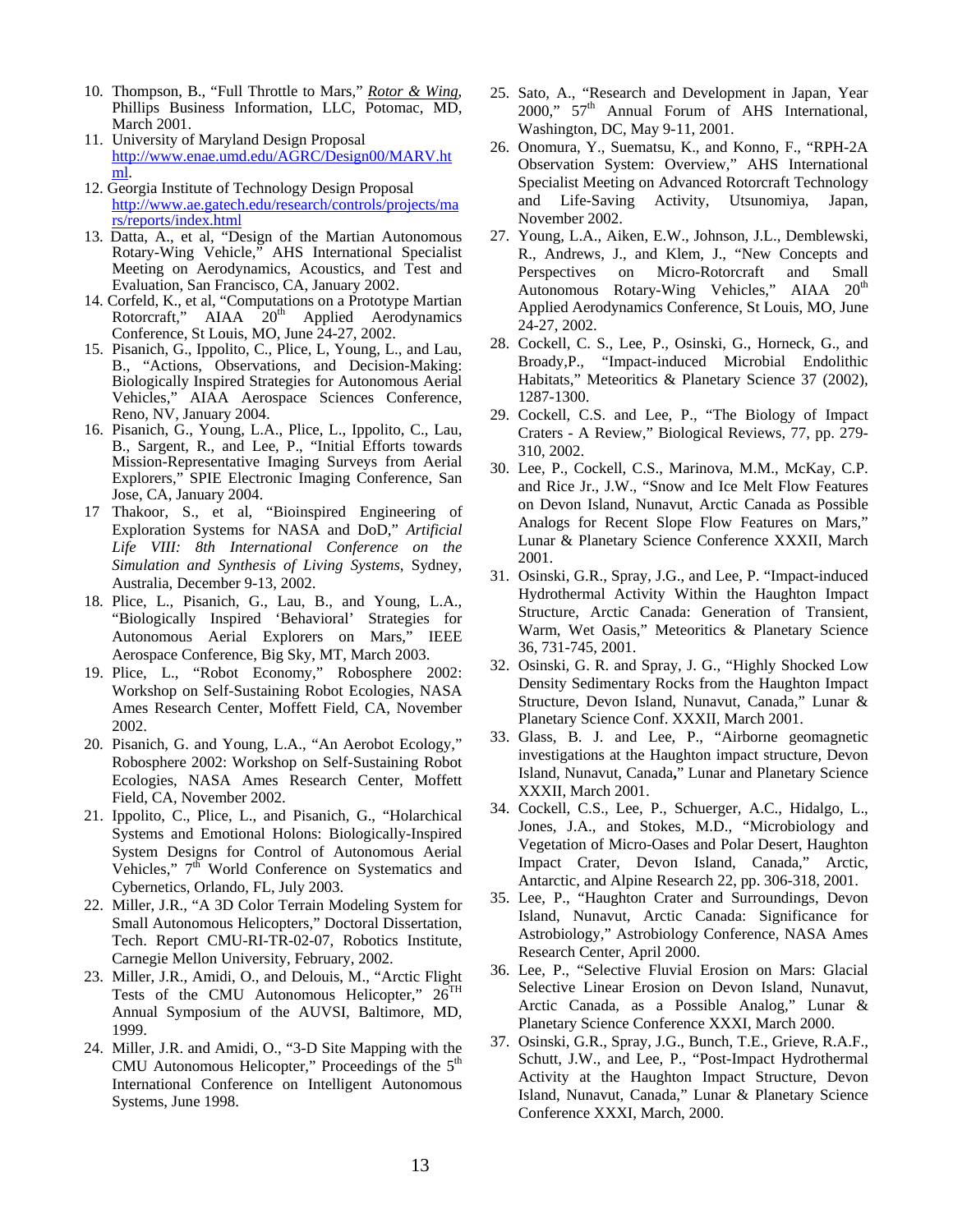10. Thompson, B., "Full Throttle to Mars," *Rotor & Wing*, Phillips Business Information, LLC, Potomac, MD, March 2001.
11. University of Maryland Design Proposal http://www.enae.umd.edu/AGRC/Design00/MARV.html.
12. Georgia Institute of Technology Design Proposal http://www.ae.gatech.edu/research/controls/projects/mars/reports/index.html
13. Datta, A., et al, "Design of the Martian Autonomous Rotary-Wing Vehicle," AHS International Specialist Meeting on Aerodynamics, Acoustics, and Test and Evaluation, San Francisco, CA, January 2002.
14. Corfeld, K., et al, "Computations on a Prototype Martian Rotorcraft," AIAA 20th Applied Aerodynamics Conference, St Louis, MO, June 24-27, 2002.
15. Pisanich, G., Ippolito, C., Plice, L, Young, L., and Lau, B., "Actions, Observations, and Decision-Making: Biologically Inspired Strategies for Autonomous Aerial Vehicles," AIAA Aerospace Sciences Conference, Reno, NV, January 2004.
16. Pisanich, G., Young, L.A., Plice, L., Ippolito, C., Lau, B., Sargent, R., and Lee, P., "Initial Efforts towards Mission-Representative Imaging Surveys from Aerial Explorers," SPIE Electronic Imaging Conference, San Jose, CA, January 2004.
17. Thakoor, S., et al, "Bioinspired Engineering of Exploration Systems for NASA and DoD," *Artificial Life VIII: 8th International Conference on the Simulation and Synthesis of Living Systems*, Sydney, Australia, December 9-13, 2002.
18. Plice, L., Pisanich, G., Lau, B., and Young, L.A., "Biologically Inspired 'Behavioral' Strategies for Autonomous Aerial Explorers on Mars," IEEE Aerospace Conference, Big Sky, MT, March 2003.
19. Plice, L., "Robot Economy," Robosphere 2002: Workshop on Self-Sustaining Robot Ecologies, NASA Ames Research Center, Moffett Field, CA, November 2002.
20. Pisanich, G. and Young, L.A., "An Aerobot Ecology," Robosphere 2002: Workshop on Self-Sustaining Robot Ecologies, NASA Ames Research Center, Moffett Field, CA, November 2002.
21. Ippolito, C., Plice, L., and Pisanich, G., "Holarchical Systems and Emotional Holons: Biologically-Inspired System Designs for Control of Autonomous Aerial Vehicles," 7th World Conference on Systematics and Cybernetics, Orlando, FL, July 2003.
22. Miller, J.R., "A 3D Color Terrain Modeling System for Small Autonomous Helicopters," Doctoral Dissertation, Tech. Report CMU-RI-TR-02-07, Robotics Institute, Carnegie Mellon University, February, 2002.
23. Miller, J.R., Amidi, O., and Delouis, M., "Arctic Flight Tests of the CMU Autonomous Helicopter," 26TH Annual Symposium of the AUVSI, Baltimore, MD, 1999.
24. Miller, J.R. and Amidi, O., "3-D Site Mapping with the CMU Autonomous Helicopter," Proceedings of the 5th International Conference on Intelligent Autonomous Systems, June 1998.
25. Sato, A., "Research and Development in Japan, Year 2000," 57th Annual Forum of AHS International, Washington, DC, May 9-11, 2001.
26. Onomura, Y., Suematsu, K., and Konno, F., "RPH-2A Observation System: Overview," AHS International Specialist Meeting on Advanced Rotorcraft Technology and Life-Saving Activity, Utsunomiya, Japan, November 2002.
27. Young, L.A., Aiken, E.W., Johnson, J.L., Demblewski, R., Andrews, J., and Klem, J., "New Concepts and Perspectives on Micro-Rotorcraft and Small Autonomous Rotary-Wing Vehicles," AIAA 20th Applied Aerodynamics Conference, St Louis, MO, June 24-27, 2002.
28. Cockell, C. S., Lee, P., Osinski, G., Horneck, G., and Broady,P., "Impact-induced Microbial Endolithic Habitats," Meteoritics & Planetary Science 37 (2002), 1287-1300.
29. Cockell, C.S. and Lee, P., "The Biology of Impact Craters - A Review," Biological Reviews, 77, pp. 279-310, 2002.
30. Lee, P., Cockell, C.S., Marinova, M.M., McKay, C.P. and Rice Jr., J.W., "Snow and Ice Melt Flow Features on Devon Island, Nunavut, Arctic Canada as Possible Analogs for Recent Slope Flow Features on Mars," Lunar & Planetary Science Conference XXXII, March 2001.
31. Osinski, G.R., Spray, J.G., and Lee, P. "Impact-induced Hydrothermal Activity Within the Haughton Impact Structure, Arctic Canada: Generation of Transient, Warm, Wet Oasis," Meteoritics & Planetary Science 36, 731-745, 2001.
32. Osinski, G. R. and Spray, J. G., "Highly Shocked Low Density Sedimentary Rocks from the Haughton Impact Structure, Devon Island, Nunavut, Canada," Lunar & Planetary Science Conf. XXXII, March 2001.
33. Glass, B. J. and Lee, P., "Airborne geomagnetic investigations at the Haughton impact structure, Devon Island, Nunavut, Canada," Lunar and Planetary Science XXXII, March 2001.
34. Cockell, C.S., Lee, P., Schuerger, A.C., Hidalgo, L., Jones, J.A., and Stokes, M.D., "Microbiology and Vegetation of Micro-Oases and Polar Desert, Haughton Impact Crater, Devon Island, Canada," Arctic, Antarctic, and Alpine Research 22, pp. 306-318, 2001.
35. Lee, P., "Haughton Crater and Surroundings, Devon Island, Nunavut, Arctic Canada: Significance for Astrobiology," Astrobiology Conference, NASA Ames Research Center, April 2000.
36. Lee, P., "Selective Fluvial Erosion on Mars: Glacial Selective Linear Erosion on Devon Island, Nunavut, Arctic Canada, as a Possible Analog," Lunar & Planetary Science Conference XXXI, March 2000.
37. Osinski, G.R., Spray, J.G., Bunch, T.E., Grieve, R.A.F., Schutt, J.W., and Lee, P., "Post-Impact Hydrothermal Activity at the Haughton Impact Structure, Devon Island, Nunavut, Canada," Lunar & Planetary Science Conference XXXI, March, 2000.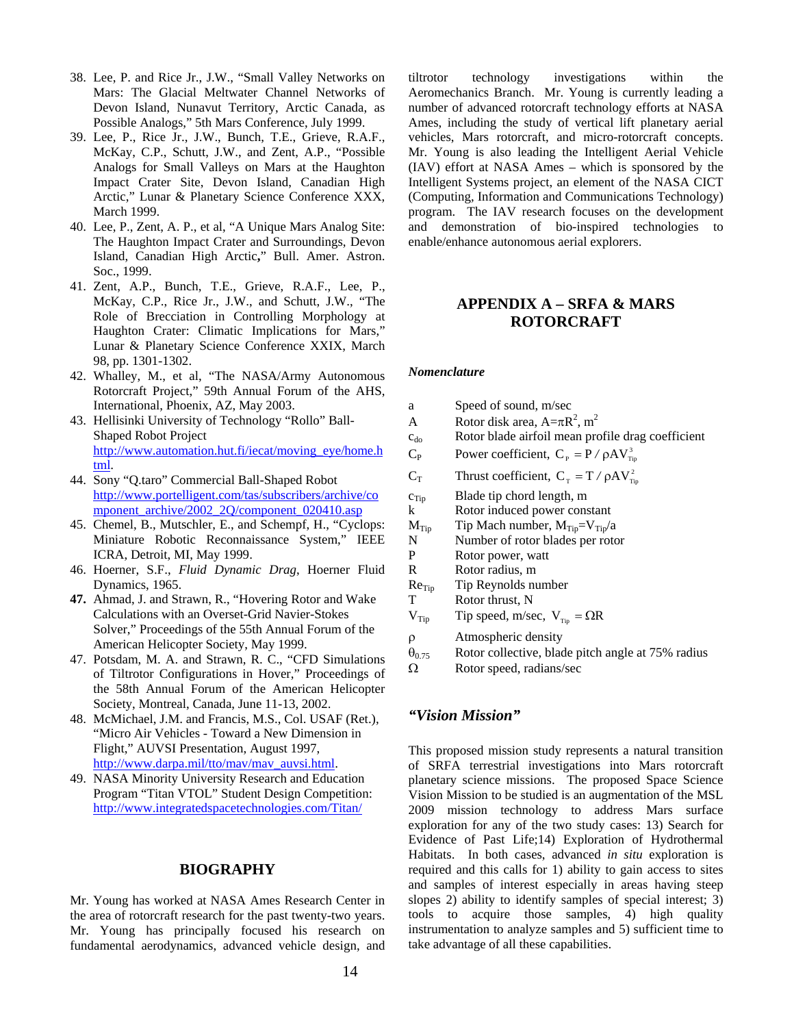38. Lee, P. and Rice Jr., J.W., "Small Valley Networks on Mars: The Glacial Meltwater Channel Networks of Devon Island, Nunavut Territory, Arctic Canada, as Possible Analogs," 5th Mars Conference, July 1999.
39. Lee, P., Rice Jr., J.W., Bunch, T.E., Grieve, R.A.F., McKay, C.P., Schutt, J.W., and Zent, A.P., "Possible Analogs for Small Valleys on Mars at the Haughton Impact Crater Site, Devon Island, Canadian High Arctic," Lunar & Planetary Science Conference XXX, March 1999.
40. Lee, P., Zent, A. P., et al, "A Unique Mars Analog Site: The Haughton Impact Crater and Surroundings, Devon Island, Canadian High Arctic," Bull. Amer. Astron. Soc., 1999.
41. Zent, A.P., Bunch, T.E., Grieve, R.A.F., Lee, P., McKay, C.P., Rice Jr., J.W., and Schutt, J.W., "The Role of Brecciation in Controlling Morphology at Haughton Crater: Climatic Implications for Mars," Lunar & Planetary Science Conference XXIX, March 98, pp. 1301-1302.
42. Whalley, M., et al, "The NASA/Army Autonomous Rotorcraft Project," 59th Annual Forum of the AHS, International, Phoenix, AZ, May 2003.
43. Hellisinki University of Technology "Rollo" Ball-Shaped Robot Project http://www.automation.hut.fi/iecat/moving_eye/home.html.
44. Sony "Q.taro" Commercial Ball-Shaped Robot http://www.portelligent.com/tas/subscribers/archive/component_archive/2002_2Q/component_020410.asp
45. Chemel, B., Mutschler, E., and Schempf, H., "Cyclops: Miniature Robotic Reconnaissance System," IEEE ICRA, Detroit, MI, May 1999.
46. Hoerner, S.F., *Fluid Dynamic Drag*, Hoerner Fluid Dynamics, 1965.
47. Ahmad, J. and Strawn, R., "Hovering Rotor and Wake Calculations with an Overset-Grid Navier-Stokes Solver," Proceedings of the 55th Annual Forum of the American Helicopter Society, May 1999.
47. Potsdam, M. A. and Strawn, R. C., "CFD Simulations of Tiltrotor Configurations in Hover," Proceedings of the 58th Annual Forum of the American Helicopter Society, Montreal, Canada, June 11-13, 2002.
48. McMichael, J.M. and Francis, M.S., Col. USAF (Ret.), "Micro Air Vehicles - Toward a New Dimension in Flight," AUVSI Presentation, August 1997, http://www.darpa.mil/tto/mav/mav_auvsi.html.
49. NASA Minority University Research and Education Program "Titan VTOL" Student Design Competition: http://www.integratedspacetechnologies.com/Titan/

## BIOGRAPHY

Mr. Young has worked at NASA Ames Research Center in the area of rotorcraft research for the past twenty-two years. Mr. Young has principally focused his research on fundamental aerodynamics, advanced vehicle design, and tiltrotor technology investigations within the Aeromechanics Branch. Mr. Young is currently leading a number of advanced rotorcraft technology efforts at NASA Ames, including the study of vertical lift planetary aerial vehicles, Mars rotorcraft, and micro-rotorcraft concepts. Mr. Young is also leading the Intelligent Aerial Vehicle (IAV) effort at NASA Ames – which is sponsored by the Intelligent Systems project, an element of the NASA CICT (Computing, Information and Communications Technology) program. The IAV research focuses on the development and demonstration of bio-inspired technologies to enable/enhance autonomous aerial explorers.

## APPENDIX A – SRFA & MARS ROTORCRAFT

### *Nomenclature*

| | |
|---|---|
| $a$ | Speed of sound, m/sec |
| $A$ | Rotor disk area, $A=\pi R^2$, m$^2$ |
| $c_{do}$ | Rotor blade airfoil mean profile drag coefficient |
| $C_P$ | Power coefficient, $C_P = P/\rho A V_{Tip}^3$ |
| $C_T$ | Thrust coefficient, $C_T = T/\rho A V_{Tip}^2$ |
| $c_{Tip}$ | Blade tip chord length, m |
| $k$ | Rotor induced power constant |
| $M_{Tip}$ | Tip Mach number, $M_{Tip}=V_{Tip}/a$ |
| $N$ | Number of rotor blades per rotor |
| $P$ | Rotor power, watt |
| $R$ | Rotor radius, m |
| $Re_{Tip}$ | Tip Reynolds number |
| $T$ | Rotor thrust, N |
| $V_{Tip}$ | Tip speed, m/sec, $V_{Tip} = \Omega R$ |
| $\rho$ | Atmospheric density |
| $\theta_{0.75}$ | Rotor collective, blade pitch angle at 75% radius |
| $\Omega$ | Rotor speed, radians/sec |

### *"Vision Mission"*

This proposed mission study represents a natural transition of SRFA terrestrial investigations into Mars rotorcraft planetary science missions. The proposed Space Science Vision Mission to be studied is an augmentation of the MSL 2009 mission technology to address Mars surface exploration for any of the two study cases: 13) Search for Evidence of Past Life;14) Exploration of Hydrothermal Habitats. In both cases, advanced *in situ* exploration is required and this calls for 1) ability to gain access to sites and samples of interest especially in areas having steep slopes 2) ability to identify samples of special interest; 3) tools to acquire those samples, 4) high quality instrumentation to analyze samples and 5) sufficient time to take advantage of all these capabilities.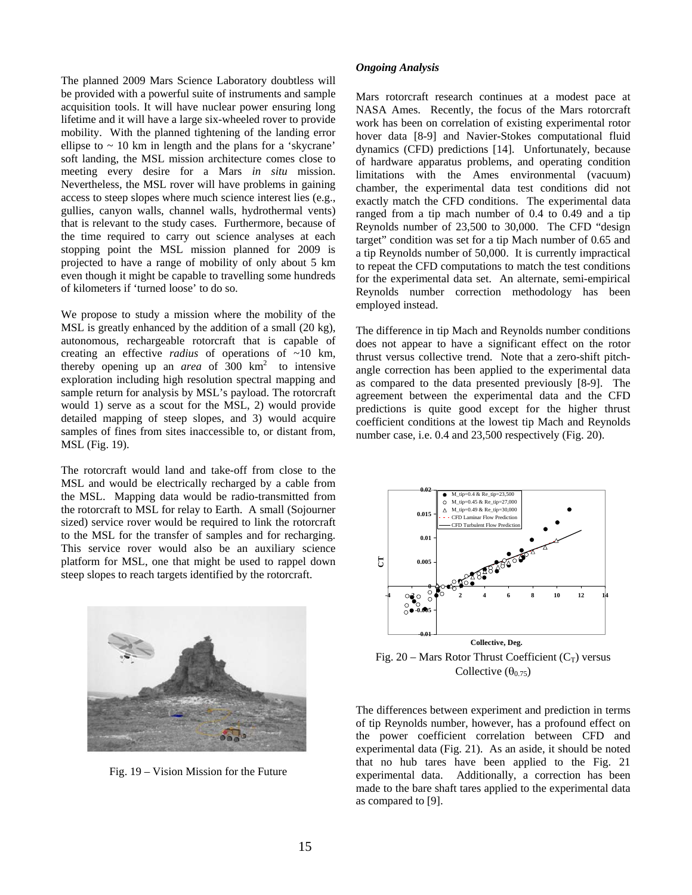The planned 2009 Mars Science Laboratory doubtless will be provided with a powerful suite of instruments and sample acquisition tools. It will have nuclear power ensuring long lifetime and it will have a large six-wheeled rover to provide mobility. With the planned tightening of the landing error ellipse to ~ 10 km in length and the plans for a 'skycrane' soft landing, the MSL mission architecture comes close to meeting every desire for a Mars *in situ* mission. Nevertheless, the MSL rover will have problems in gaining access to steep slopes where much science interest lies (e.g., gullies, canyon walls, channel walls, hydrothermal vents) that is relevant to the study cases. Furthermore, because of the time required to carry out science analyses at each stopping point the MSL mission planned for 2009 is projected to have a range of mobility of only about 5 km even though it might be capable to travelling some hundreds of kilometers if 'turned loose' to do so.

We propose to study a mission where the mobility of the MSL is greatly enhanced by the addition of a small (20 kg), autonomous, rechargeable rotorcraft that is capable of creating an effective *radius* of operations of ~10 km, thereby opening up an *area* of 300 km$^2$ to intensive exploration including high resolution spectral mapping and sample return for analysis by MSL's payload. The rotorcraft would 1) serve as a scout for the MSL, 2) would provide detailed mapping of steep slopes, and 3) would acquire samples of fines from sites inaccessible to, or distant from, MSL (Fig. 19).

The rotorcraft would land and take-off from close to the MSL and would be electrically recharged by a cable from the MSL. Mapping data would be radio-transmitted from the rotorcraft to MSL for relay to Earth. A small (Sojourner sized) service rover would be required to link the rotorcraft to the MSL for the transfer of samples and for recharging. This service rover would also be an auxiliary science platform for MSL, one that might be used to rappel down steep slopes to reach targets identified by the rotorcraft.

Fig. 19 – Vision Mission for the Future

### *Ongoing Analysis*

Mars rotorcraft research continues at a modest pace at NASA Ames. Recently, the focus of the Mars rotorcraft work has been on correlation of existing experimental rotor hover data [8-9] and Navier-Stokes computational fluid dynamics (CFD) predictions [14]. Unfortunately, because of hardware apparatus problems, and operating condition limitations with the Ames environmental (vacuum) chamber, the experimental data test conditions did not exactly match the CFD conditions. The experimental data ranged from a tip mach number of 0.4 to 0.49 and a tip Reynolds number of 23,500 to 30,000. The CFD "design target" condition was set for a tip Mach number of 0.65 and a tip Reynolds number of 50,000. It is currently impractical to repeat the CFD computations to match the test conditions for the experimental data set. An alternate, semi-empirical Reynolds number correction methodology has been employed instead.

The difference in tip Mach and Reynolds number conditions does not appear to have a significant effect on the rotor thrust versus collective trend. Note that a zero-shift pitch-angle correction has been applied to the experimental data as compared to the data presented previously [8-9]. The agreement between the experimental data and the CFD predictions is quite good except for the higher thrust coefficient conditions at the lowest tip Mach and Reynolds number case, i.e. 0.4 and 23,500 respectively (Fig. 20).

Fig. 20 – Mars Rotor Thrust Coefficient ($C_T$) versus Collective ($\theta_{0.75}$)

The differences between experiment and prediction in terms of tip Reynolds number, however, has a profound effect on the power coefficient correlation between CFD and experimental data (Fig. 21). As an aside, it should be noted that no hub tares have been applied to the Fig. 21 experimental data. Additionally, a correction has been made to the bare shaft tares applied to the experimental data as compared to [9].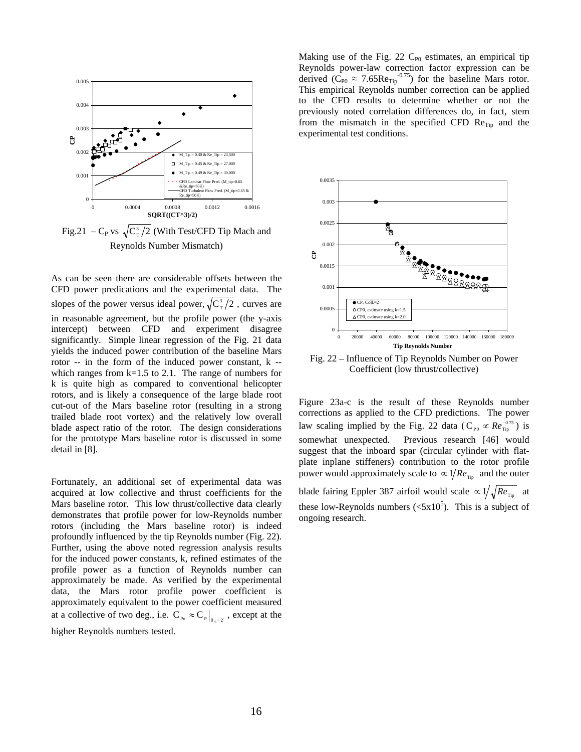Fig.21 – $C_P$ vs $\sqrt{C_T^3/2}$ (With Test/CFD Tip Mach and Reynolds Number Mismatch)

As can be seen there are considerable offsets between the CFD power predications and the experimental data. The slopes of the power versus ideal power, $\sqrt{C_T^3/2}$, curves are in reasonable agreement, but the profile power (the y-axis intercept) between CFD and experiment disagree significantly. Simple linear regression of the Fig. 21 data yields the induced power contribution of the baseline Mars rotor -- in the form of the induced power constant, k -- which ranges from k=1.5 to 2.1. The range of numbers for k is quite high as compared to conventional helicopter rotors, and is likely a consequence of the large blade root cut-out of the Mars baseline rotor (resulting in a strong trailed blade root vortex) and the relatively low overall blade aspect ratio of the rotor. The design considerations for the prototype Mars baseline rotor is discussed in some detail in [8].

Fortunately, an additional set of experimental data was acquired at low collective and thrust coefficients for the Mars baseline rotor. This low thrust/collective data clearly demonstrates that profile power for low-Reynolds number rotors (including the Mars baseline rotor) is indeed profoundly influenced by the tip Reynolds number (Fig. 22). Further, using the above noted regression analysis results for the induced power constants, k, refined estimates of the profile power as a function of Reynolds number can approximately be made. As verified by the experimental data, the Mars rotor profile power coefficient is approximately equivalent to the power coefficient measured at a collective of two deg., i.e. $C_{P_0} \approx C_P\big|_{\theta_{75}=2^\circ}$, except at the higher Reynolds numbers tested.

Making use of the Fig. 22 $C_{P0}$ estimates, an empirical tip Reynolds power-law correction factor expression can be derived ($C_{P0} \approx 7.65 Re_{Tip}^{-0.75}$) for the baseline Mars rotor. This empirical Reynolds number correction can be applied to the CFD results to determine whether or not the previously noted correlation differences do, in fact, stem from the mismatch in the specified CFD $Re_{Tip}$ and the experimental test conditions.

Fig. 22 – Influence of Tip Reynolds Number on Power Coefficient (low thrust/collective)

Figure 23a-c is the result of these Reynolds number corrections as applied to the CFD predictions. The power law scaling implied by the Fig. 22 data ($C_{P0} \propto Re_{Tip}^{-0.75}$) is somewhat unexpected. Previous research [46] would suggest that the inboard spar (circular cylinder with flat-plate inplane stiffeners) contribution to the rotor profile power would approximately scale to $\propto 1/Re_{Tip}$ and the outer blade fairing Eppler 387 airfoil would scale $\propto 1/\sqrt{Re_{Tip}}$ at these low-Reynolds numbers ($<5\text{x}10^5$). This is a subject of ongoing research.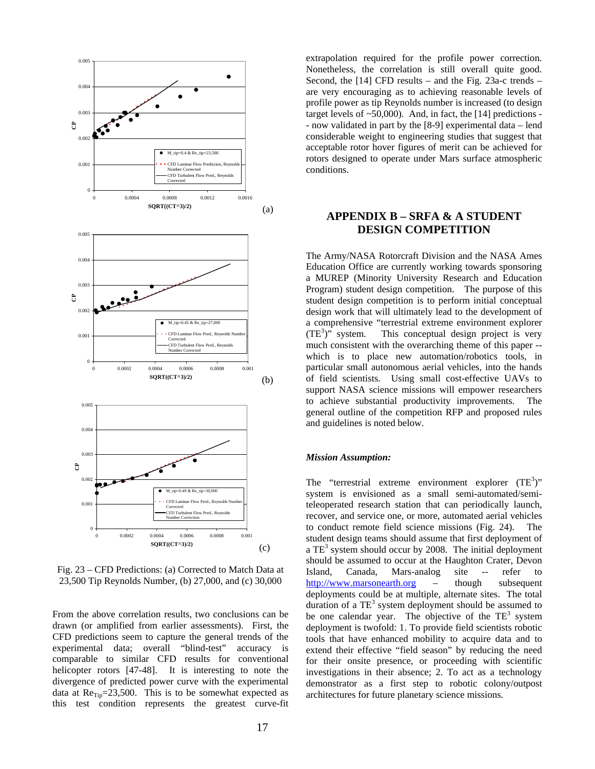Fig. 23 – CFD Predictions: (a) Corrected to Match Data at 23,500 Tip Reynolds Number, (b) 27,000, and (c) 30,000

From the above correlation results, two conclusions can be drawn (or amplified from earlier assessments). First, the CFD predictions seem to capture the general trends of the experimental data; overall "blind-test" accuracy is comparable to similar CFD results for conventional helicopter rotors [47-48]. It is interesting to note the divergence of predicted power curve with the experimental data at $Re_{Tip}$=23,500. This is to be somewhat expected as this test condition represents the greatest curve-fit extrapolation required for the profile power correction. Nonetheless, the correlation is still overall quite good. Second, the [14] CFD results – and the Fig. 23a-c trends – are very encouraging as to achieving reasonable levels of profile power as tip Reynolds number is increased (to design target levels of ~50,000). And, in fact, the [14] predictions -- now validated in part by the [8-9] experimental data – lend considerable weight to engineering studies that suggest that acceptable rotor hover figures of merit can be achieved for rotors designed to operate under Mars surface atmospheric conditions.

## APPENDIX B – SRFA & A STUDENT DESIGN COMPETITION

The Army/NASA Rotorcraft Division and the NASA Ames Education Office are currently working towards sponsoring a MUREP (Minority University Research and Education Program) student design competition. The purpose of this student design competition is to perform initial conceptual design work that will ultimately lead to the development of a comprehensive "terrestrial extreme environment explorer ($TE^3$)" system. This conceptual design project is very much consistent with the overarching theme of this paper -- which is to place new automation/robotics tools, in particular small autonomous aerial vehicles, into the hands of field scientists. Using small cost-effective UAVs to support NASA science missions will empower researchers to achieve substantial productivity improvements. The general outline of the competition RFP and proposed rules and guidelines is noted below.

### *Mission Assumption:*

The "terrestrial extreme environment explorer ($TE^3$)" system is envisioned as a small semi-automated/semi-teleoperated research station that can periodically launch, recover, and service one, or more, automated aerial vehicles to conduct remote field science missions (Fig. 24). The student design teams should assume that first deployment of a $TE^3$ system should occur by 2008. The initial deployment should be assumed to occur at the Haughton Crater, Devon Island, Canada, Mars-analog site -- refer to http://www.marsonearth.org – though subsequent deployments could be at multiple, alternate sites. The total duration of a $TE^3$ system deployment should be assumed to be one calendar year. The objective of the $TE^3$ system deployment is twofold: 1. To provide field scientists robotic tools that have enhanced mobility to acquire data and to extend their effective "field season" by reducing the need for their onsite presence, or proceeding with scientific investigations in their absence; 2. To act as a technology demonstrator as a first step to robotic colony/outpost architectures for future planetary science missions.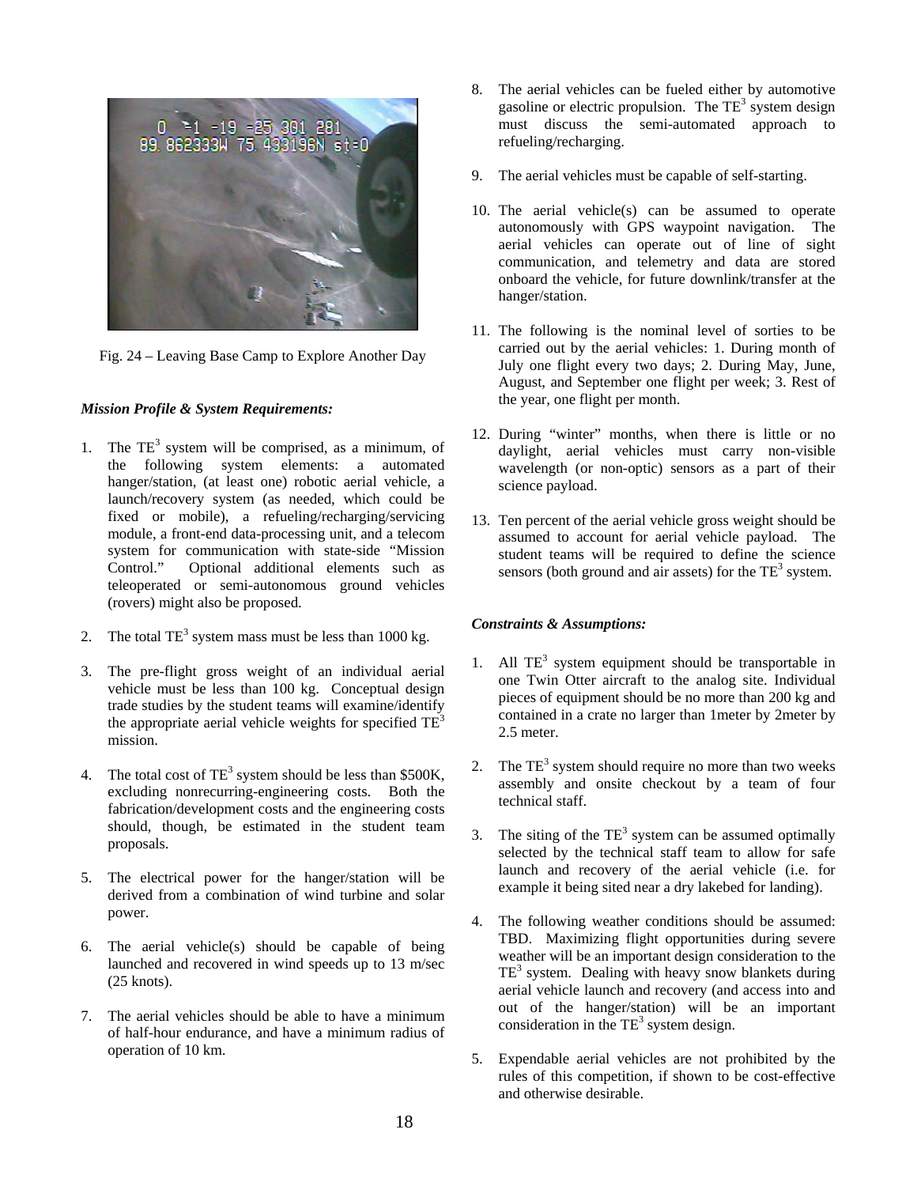Fig. 24 – Leaving Base Camp to Explore Another Day

***Mission Profile & System Requirements:***

1. The $TE^3$ system will be comprised, as a minimum, of the following system elements: a automated hanger/station, (at least one) robotic aerial vehicle, a launch/recovery system (as needed, which could be fixed or mobile), a refueling/recharging/servicing module, a front-end data-processing unit, and a telecom system for communication with state-side "Mission Control." Optional additional elements such as teleoperated or semi-autonomous ground vehicles (rovers) might also be proposed.
2. The total $TE^3$ system mass must be less than 1000 kg.
3. The pre-flight gross weight of an individual aerial vehicle must be less than 100 kg. Conceptual design trade studies by the student teams will examine/identify the appropriate aerial vehicle weights for specified $TE^3$ mission.
4. The total cost of $TE^3$ system should be less than $500K, excluding nonrecurring-engineering costs. Both the fabrication/development costs and the engineering costs should, though, be estimated in the student team proposals.
5. The electrical power for the hanger/station will be derived from a combination of wind turbine and solar power.
6. The aerial vehicle(s) should be capable of being launched and recovered in wind speeds up to 13 m/sec (25 knots).
7. The aerial vehicles should be able to have a minimum of half-hour endurance, and have a minimum radius of operation of 10 km.
8. The aerial vehicles can be fueled either by automotive gasoline or electric propulsion. The $TE^3$ system design must discuss the semi-automated approach to refueling/recharging.
9. The aerial vehicles must be capable of self-starting.
10. The aerial vehicle(s) can be assumed to operate autonomously with GPS waypoint navigation. The aerial vehicles can operate out of line of sight communication, and telemetry and data are stored onboard the vehicle, for future downlink/transfer at the hanger/station.
11. The following is the nominal level of sorties to be carried out by the aerial vehicles: 1. During month of July one flight every two days; 2. During May, June, August, and September one flight per week; 3. Rest of the year, one flight per month.
12. During "winter" months, when there is little or no daylight, aerial vehicles must carry non-visible wavelength (or non-optic) sensors as a part of their science payload.
13. Ten percent of the aerial vehicle gross weight should be assumed to account for aerial vehicle payload. The student teams will be required to define the science sensors (both ground and air assets) for the $TE^3$ system.

***Constraints & Assumptions:***

1. All $TE^3$ system equipment should be transportable in one Twin Otter aircraft to the analog site. Individual pieces of equipment should be no more than 200 kg and contained in a crate no larger than 1meter by 2meter by 2.5 meter.
2. The $TE^3$ system should require no more than two weeks assembly and onsite checkout by a team of four technical staff.
3. The siting of the $TE^3$ system can be assumed optimally selected by the technical staff team to allow for safe launch and recovery of the aerial vehicle (i.e. for example it being sited near a dry lakebed for landing).
4. The following weather conditions should be assumed: TBD. Maximizing flight opportunities during severe weather will be an important design consideration to the $TE^3$ system. Dealing with heavy snow blankets during aerial vehicle launch and recovery (and access into and out of the hanger/station) will be an important consideration in the $TE^3$ system design.
5. Expendable aerial vehicles are not prohibited by the rules of this competition, if shown to be cost-effective and otherwise desirable.